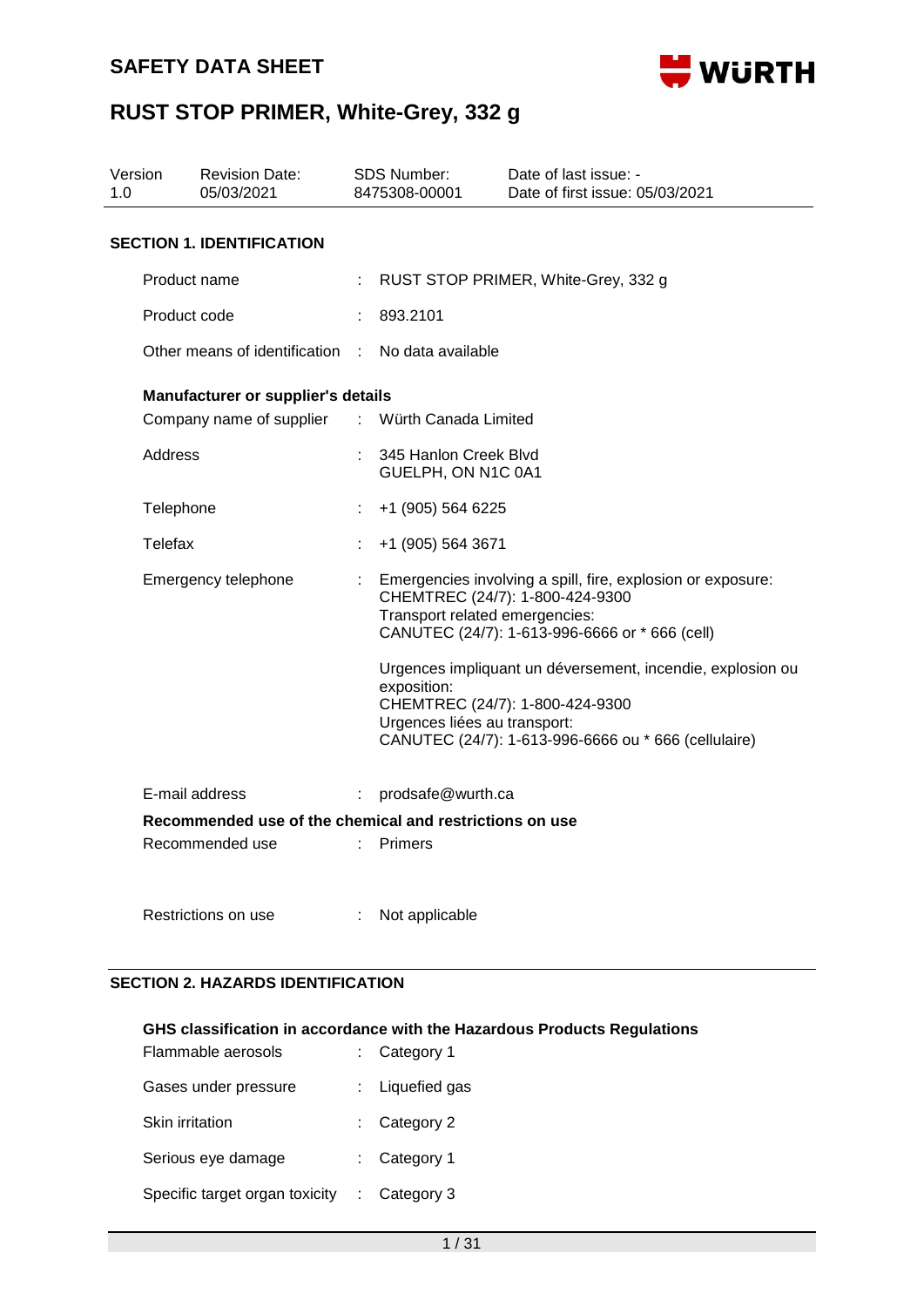# SAFETY DATA SHEET

# RUST STOP PRIMER, White-Grey, 332 g

| Version | Revision Date: | SDS Number: | Date of last issue: - |
|---|---|---|---|
| 1.0 | 05/03/2021 | 8475308-00001 | Date of first issue: 05/03/2021 |

## SECTION 1. IDENTIFICATION

Product name : RUST STOP PRIMER, White-Grey, 332 g

Product code : 893.2101

Other means of identification : No data available

**Manufacturer or supplier's details**

Company name of supplier : Würth Canada Limited

Address : 345 Hanlon Creek Blvd
GUELPH, ON N1C 0A1

Telephone : +1 (905) 564 6225

Telefax : +1 (905) 564 3671

Emergency telephone : Emergencies involving a spill, fire, explosion or exposure:
CHEMTREC (24/7): 1-800-424-9300
Transport related emergencies:
CANUTEC (24/7): 1-613-996-6666 or * 666 (cell)

Urgences impliquant un déversement, incendie, explosion ou exposition:
CHEMTREC (24/7): 1-800-424-9300
Urgences liées au transport:
CANUTEC (24/7): 1-613-996-6666 ou * 666 (cellulaire)

E-mail address : prodsafe@wurth.ca

**Recommended use of the chemical and restrictions on use**

Recommended use : Primers

Restrictions on use : Not applicable

## SECTION 2. HAZARDS IDENTIFICATION

**GHS classification in accordance with the Hazardous Products Regulations**

Flammable aerosols : Category 1

Gases under pressure : Liquefied gas

Skin irritation : Category 2

Serious eye damage : Category 1

Specific target organ toxicity : Category 3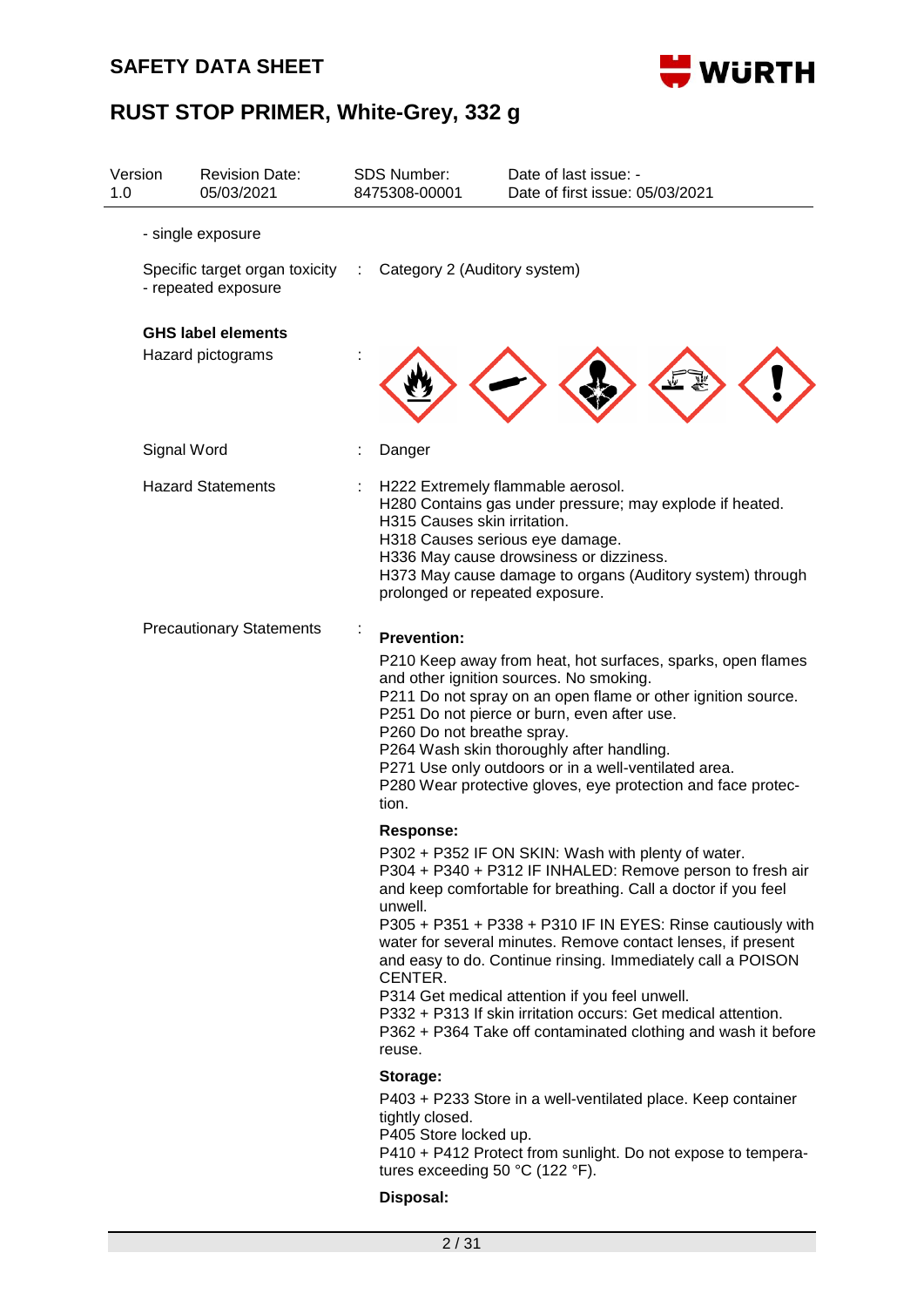| | | |
|---|---|---|
| - single exposure | | |
| Specific target organ toxicity - repeated exposure | : | Category 2 (Auditory system) |

**GHS label elements**

| | | |
|---|---|---|
| Hazard pictograms | : | |
| Signal Word | : | Danger |
| Hazard Statements | : | H222 Extremely flammable aerosol.<br>H280 Contains gas under pressure; may explode if heated.<br>H315 Causes skin irritation.<br>H318 Causes serious eye damage.<br>H336 May cause drowsiness or dizziness.<br>H373 May cause damage to organs (Auditory system) through prolonged or repeated exposure. |
| Precautionary Statements | : | **Prevention:**<br>P210 Keep away from heat, hot surfaces, sparks, open flames and other ignition sources. No smoking.<br>P211 Do not spray on an open flame or other ignition source.<br>P251 Do not pierce or burn, even after use.<br>P260 Do not breathe spray.<br>P264 Wash skin thoroughly after handling.<br>P271 Use only outdoors or in a well-ventilated area.<br>P280 Wear protective gloves, eye protection and face protection.<br>**Response:**<br>P302 + P352 IF ON SKIN: Wash with plenty of water.<br>P304 + P340 + P312 IF INHALED: Remove person to fresh air and keep comfortable for breathing. Call a doctor if you feel unwell.<br>P305 + P351 + P338 + P310 IF IN EYES: Rinse cautiously with water for several minutes. Remove contact lenses, if present and easy to do. Continue rinsing. Immediately call a POISON CENTER.<br>P314 Get medical attention if you feel unwell.<br>P332 + P313 If skin irritation occurs: Get medical attention.<br>P362 + P364 Take off contaminated clothing and wash it before reuse.<br>**Storage:**<br>P403 + P233 Store in a well-ventilated place. Keep container tightly closed.<br>P405 Store locked up.<br>P410 + P412 Protect from sunlight. Do not expose to temperatures exceeding 50 °C (122 °F).<br>**Disposal:** |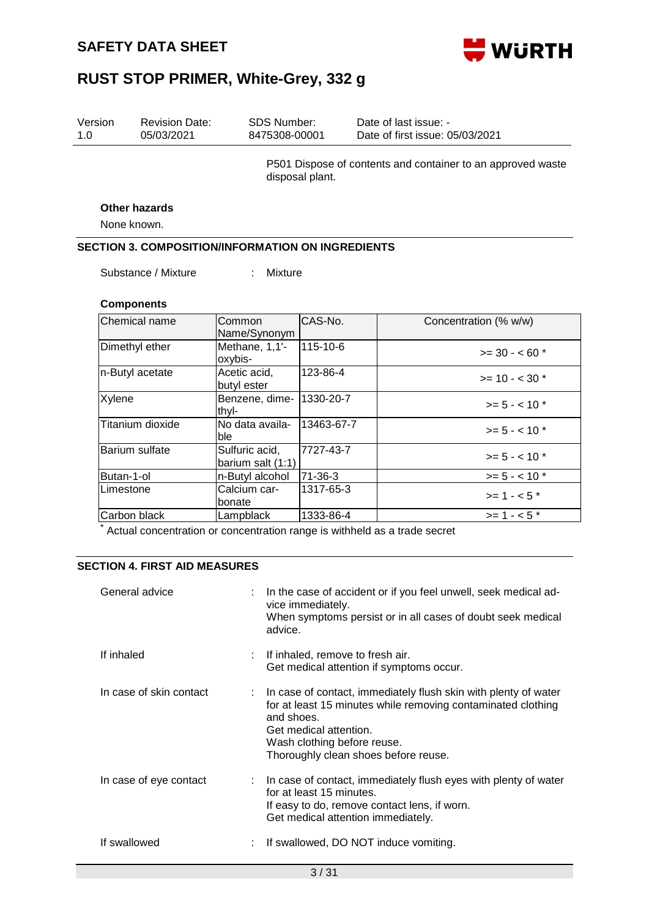P501 Dispose of contents and container to an approved waste disposal plant.

**Other hazards**

None known.

## SECTION 3. COMPOSITION/INFORMATION ON INGREDIENTS

Substance / Mixture : Mixture

**Components**

| Chemical name | Common Name/Synonym | CAS-No. | Concentration (% w/w) |
|---|---|---|---|
| Dimethyl ether | Methane, 1,1'-oxybis- | 115-10-6 | >= 30 - < 60 * |
| n-Butyl acetate | Acetic acid, butyl ester | 123-86-4 | >= 10 - < 30 * |
| Xylene | Benzene, dimethyl- | 1330-20-7 | >= 5 - < 10 * |
| Titanium dioxide | No data available | 13463-67-7 | >= 5 - < 10 * |
| Barium sulfate | Sulfuric acid, barium salt (1:1) | 7727-43-7 | >= 5 - < 10 * |
| Butan-1-ol | n-Butyl alcohol | 71-36-3 | >= 5 - < 10 * |
| Limestone | Calcium carbonate | 1317-65-3 | >= 1 - < 5 * |
| Carbon black | Lampblack | 1333-86-4 | >= 1 - < 5 * |

* Actual concentration or concentration range is withheld as a trade secret

## SECTION 4. FIRST AID MEASURES

General advice : In the case of accident or if you feel unwell, seek medical advice immediately.
When symptoms persist or in all cases of doubt seek medical advice.

If inhaled : If inhaled, remove to fresh air.
Get medical attention if symptoms occur.

In case of skin contact : In case of contact, immediately flush skin with plenty of water for at least 15 minutes while removing contaminated clothing and shoes.
Get medical attention.
Wash clothing before reuse.
Thoroughly clean shoes before reuse.

In case of eye contact : In case of contact, immediately flush eyes with plenty of water for at least 15 minutes.
If easy to do, remove contact lens, if worn.
Get medical attention immediately.

If swallowed : If swallowed, DO NOT induce vomiting.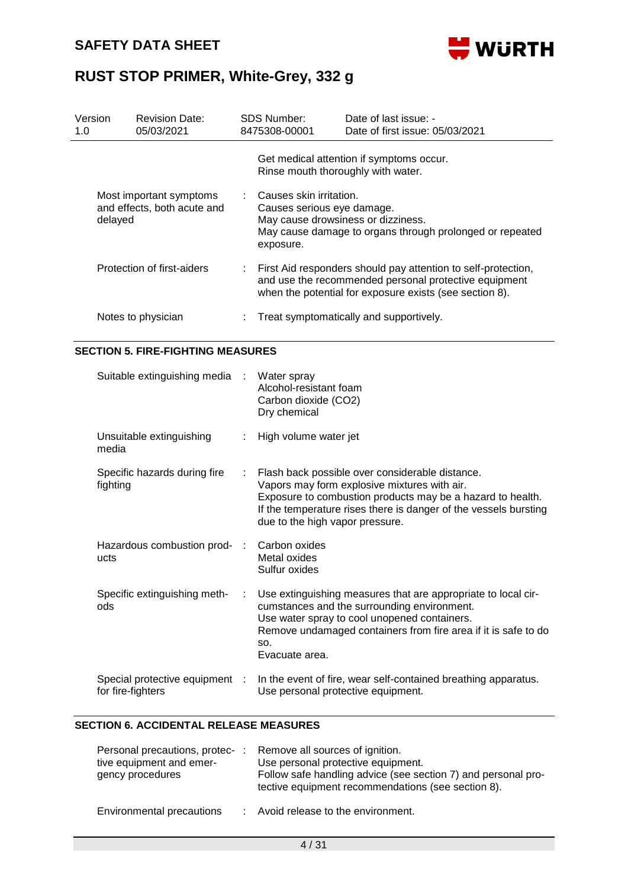| | |
|---|---|
| | Get medical attention if symptoms occur.<br>Rinse mouth thoroughly with water. |
| Most important symptoms and effects, both acute and delayed | Causes skin irritation.<br>Causes serious eye damage.<br>May cause drowsiness or dizziness.<br>May cause damage to organs through prolonged or repeated exposure. |
| Protection of first-aiders | First Aid responders should pay attention to self-protection, and use the recommended personal protective equipment when the potential for exposure exists (see section 8). |
| Notes to physician | Treat symptomatically and supportively. |

## SECTION 5. FIRE-FIGHTING MEASURES

| | |
|---|---|
| Suitable extinguishing media | Water spray<br>Alcohol-resistant foam<br>Carbon dioxide ($CO_2$)<br>Dry chemical |
| Unsuitable extinguishing media | High volume water jet |
| Specific hazards during fire fighting | Flash back possible over considerable distance.<br>Vapors may form explosive mixtures with air.<br>Exposure to combustion products may be a hazard to health.<br>If the temperature rises there is danger of the vessels bursting due to the high vapor pressure. |
| Hazardous combustion products | Carbon oxides<br>Metal oxides<br>Sulfur oxides |
| Specific extinguishing methods | Use extinguishing measures that are appropriate to local circumstances and the surrounding environment.<br>Use water spray to cool unopened containers.<br>Remove undamaged containers from fire area if it is safe to do so.<br>Evacuate area. |
| Special protective equipment for fire-fighters | In the event of fire, wear self-contained breathing apparatus.<br>Use personal protective equipment. |

## SECTION 6. ACCIDENTAL RELEASE MEASURES

| | |
|---|---|
| Personal precautions, protective equipment and emergency procedures | Remove all sources of ignition.<br>Use personal protective equipment.<br>Follow safe handling advice (see section 7) and personal protective equipment recommendations (see section 8). |
| Environmental precautions | Avoid release to the environment. |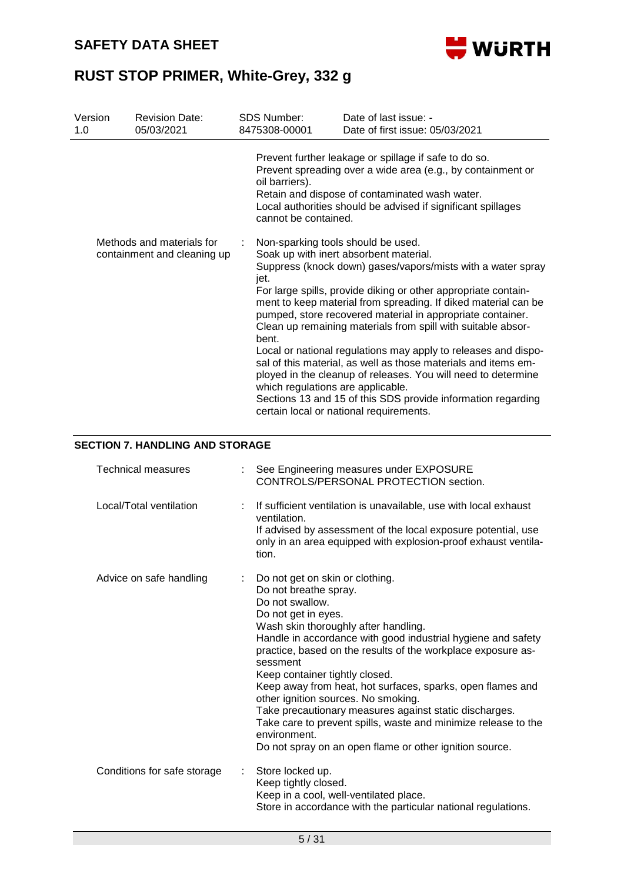Prevent further leakage or spillage if safe to do so.
Prevent spreading over a wide area (e.g., by containment or oil barriers).
Retain and dispose of contaminated wash water.
Local authorities should be advised if significant spillages cannot be contained.

| | | |
|---|---|---|
| Methods and materials for containment and cleaning up | : | Non-sparking tools should be used.<br>Soak up with inert absorbent material.<br>Suppress (knock down) gases/vapors/mists with a water spray jet.<br>For large spills, provide diking or other appropriate containment to keep material from spreading. If diked material can be pumped, store recovered material in appropriate container.<br>Clean up remaining materials from spill with suitable absorbent.<br>Local or national regulations may apply to releases and disposal of this material, as well as those materials and items employed in the cleanup of releases. You will need to determine which regulations are applicable.<br>Sections 13 and 15 of this SDS provide information regarding certain local or national requirements. |

## SECTION 7. HANDLING AND STORAGE

| | | |
|---|---|---|
| Technical measures | : | See Engineering measures under EXPOSURE CONTROLS/PERSONAL PROTECTION section. |
| Local/Total ventilation | : | If sufficient ventilation is unavailable, use with local exhaust ventilation.<br>If advised by assessment of the local exposure potential, use only in an area equipped with explosion-proof exhaust ventilation. |
| Advice on safe handling | : | Do not get on skin or clothing.<br>Do not breathe spray.<br>Do not swallow.<br>Do not get in eyes.<br>Wash skin thoroughly after handling.<br>Handle in accordance with good industrial hygiene and safety practice, based on the results of the workplace exposure assessment<br>Keep container tightly closed.<br>Keep away from heat, hot surfaces, sparks, open flames and other ignition sources. No smoking.<br>Take precautionary measures against static discharges.<br>Take care to prevent spills, waste and minimize release to the environment.<br>Do not spray on an open flame or other ignition source. |
| Conditions for safe storage | : | Store locked up.<br>Keep tightly closed.<br>Keep in a cool, well-ventilated place.<br>Store in accordance with the particular national regulations. |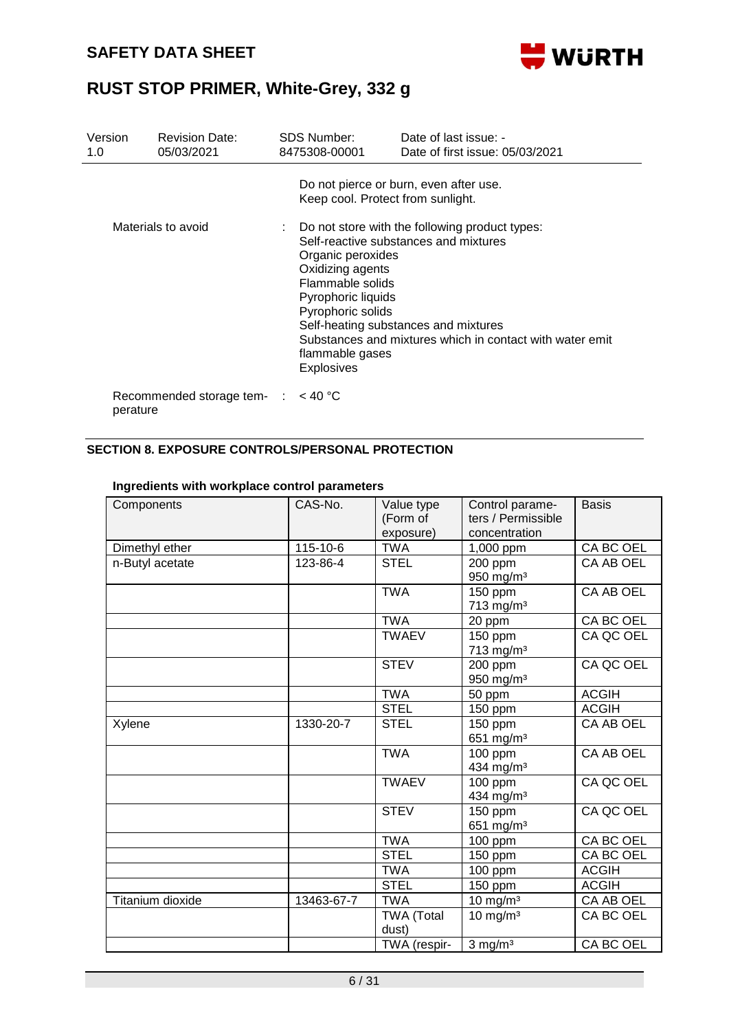Do not pierce or burn, even after use.
Keep cool. Protect from sunlight.

Materials to avoid : Do not store with the following product types:
Self-reactive substances and mixtures
Organic peroxides
Oxidizing agents
Flammable solids
Pyrophoric liquids
Pyrophoric solids
Self-heating substances and mixtures
Substances and mixtures which in contact with water emit flammable gases
Explosives

Recommended storage temperature : < 40 °C

## SECTION 8. EXPOSURE CONTROLS/PERSONAL PROTECTION

### Ingredients with workplace control parameters

| Components | CAS-No. | Value type (Form of exposure) | Control parameters / Permissible concentration | Basis |
|---|---|---|---|---|
| Dimethyl ether | 115-10-6 | TWA | 1,000 ppm | CA BC OEL |
| n-Butyl acetate | 123-86-4 | STEL | 200 ppm<br>950 mg/m³ | CA AB OEL |
| | | TWA | 150 ppm<br>713 mg/m³ | CA AB OEL |
| | | TWA | 20 ppm | CA BC OEL |
| | | TWAEV | 150 ppm<br>713 mg/m³ | CA QC OEL |
| | | STEV | 200 ppm<br>950 mg/m³ | CA QC OEL |
| | | TWA | 50 ppm | ACGIH |
| | | STEL | 150 ppm | ACGIH |
| Xylene | 1330-20-7 | STEL | 150 ppm<br>651 mg/m³ | CA AB OEL |
| | | TWA | 100 ppm<br>434 mg/m³ | CA AB OEL |
| | | TWAEV | 100 ppm<br>434 mg/m³ | CA QC OEL |
| | | STEV | 150 ppm<br>651 mg/m³ | CA QC OEL |
| | | TWA | 100 ppm | CA BC OEL |
| | | STEL | 150 ppm | CA BC OEL |
| | | TWA | 100 ppm | ACGIH |
| | | STEL | 150 ppm | ACGIH |
| Titanium dioxide | 13463-67-7 | TWA | 10 mg/m³ | CA AB OEL |
| | | TWA (Total dust) | 10 mg/m³ | CA BC OEL |
| | | TWA (respir- | 3 mg/m³ | CA BC OEL |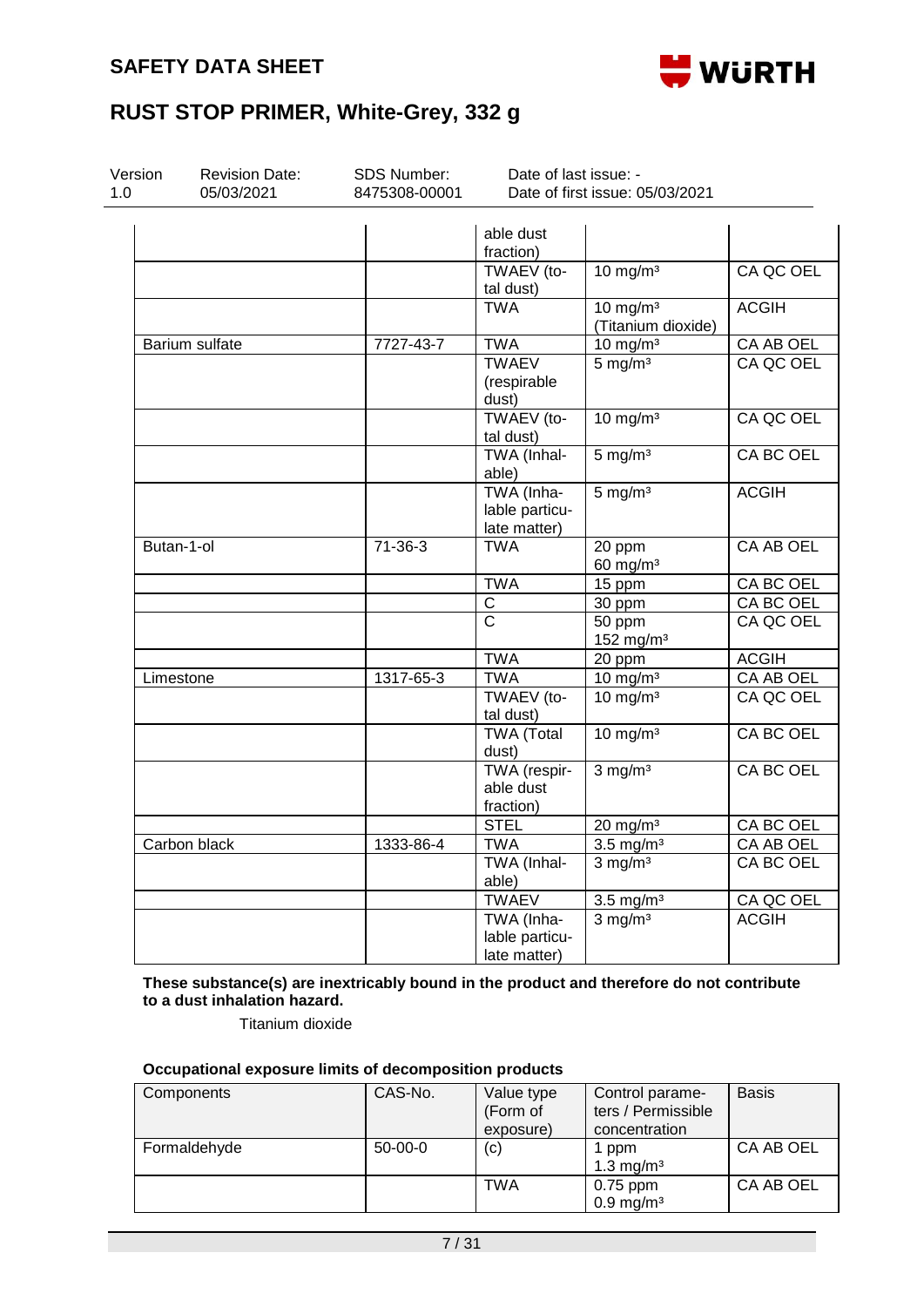| | | able dust fraction) | | |
|---|---|---|---|---|
| | | TWAEV (total dust) | 10 mg/m³ | CA QC OEL |
| | | TWA | 10 mg/m³ (Titanium dioxide) | ACGIH |
| Barium sulfate | 7727-43-7 | TWA | 10 mg/m³ | CA AB OEL |
| | | TWAEV (respirable dust) | 5 mg/m³ | CA QC OEL |
| | | TWAEV (total dust) | 10 mg/m³ | CA QC OEL |
| | | TWA (Inhalable) | 5 mg/m³ | CA BC OEL |
| | | TWA (Inhalable particulate matter) | 5 mg/m³ | ACGIH |
| Butan-1-ol | 71-36-3 | TWA | 20 ppm 60 mg/m³ | CA AB OEL |
| | | TWA | 15 ppm | CA BC OEL |
| | | C | 30 ppm | CA BC OEL |
| | | C | 50 ppm 152 mg/m³ | CA QC OEL |
| | | TWA | 20 ppm | ACGIH |
| Limestone | 1317-65-3 | TWA | 10 mg/m³ | CA AB OEL |
| | | TWAEV (total dust) | 10 mg/m³ | CA QC OEL |
| | | TWA (Total dust) | 10 mg/m³ | CA BC OEL |
| | | TWA (respirable dust fraction) | 3 mg/m³ | CA BC OEL |
| | | STEL | 20 mg/m³ | CA BC OEL |
| Carbon black | 1333-86-4 | TWA | 3.5 mg/m³ | CA AB OEL |
| | | TWA (Inhalable) | 3 mg/m³ | CA BC OEL |
| | | TWAEV | 3.5 mg/m³ | CA QC OEL |
| | | TWA (Inhalable particulate matter) | 3 mg/m³ | ACGIH |

**These substance(s) are inextricably bound in the product and therefore do not contribute to a dust inhalation hazard.**

Titanium dioxide

**Occupational exposure limits of decomposition products**

| Components | CAS-No. | Value type (Form of exposure) | Control parameters / Permissible concentration | Basis |
|---|---|---|---|---|
| Formaldehyde | 50-00-0 | (c) | 1 ppm 1.3 mg/m³ | CA AB OEL |
| | | TWA | 0.75 ppm 0.9 mg/m³ | CA AB OEL |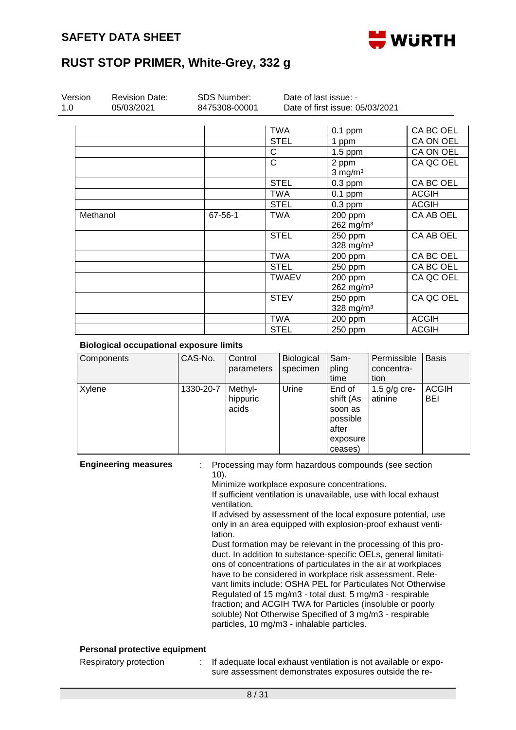| | | TWA | 0.1 ppm | CA BC OEL |
|---|---|---|---|---|
| | | STEL | 1 ppm | CA ON OEL |
| | | C | 1.5 ppm | CA ON OEL |
| | | C | 2 ppm<br>3 mg/m³ | CA QC OEL |
| | | STEL | 0.3 ppm | CA BC OEL |
| | | TWA | 0.1 ppm | ACGIH |
| | | STEL | 0.3 ppm | ACGIH |
| Methanol | 67-56-1 | TWA | 200 ppm<br>262 mg/m³ | CA AB OEL |
| | | STEL | 250 ppm<br>328 mg/m³ | CA AB OEL |
| | | TWA | 200 ppm | CA BC OEL |
| | | STEL | 250 ppm | CA BC OEL |
| | | TWAEV | 200 ppm<br>262 mg/m³ | CA QC OEL |
| | | STEV | 250 ppm<br>328 mg/m³ | CA QC OEL |
| | | TWA | 200 ppm | ACGIH |
| | | STEL | 250 ppm | ACGIH |

**Biological occupational exposure limits**

| Components | CAS-No. | Control parameters | Biological specimen | Sampling time | Permissible concentration | Basis |
|---|---|---|---|---|---|---|
| Xylene | 1330-20-7 | Methylhippuric acids | Urine | End of shift (As soon as possible after exposure ceases) | 1.5 g/g creatinine | ACGIH BEI |

**Engineering measures** : Processing may form hazardous compounds (see section 10).
Minimize workplace exposure concentrations.
If sufficient ventilation is unavailable, use with local exhaust ventilation.
If advised by assessment of the local exposure potential, use only in an area equipped with explosion-proof exhaust ventilation.
Dust formation may be relevant in the processing of this product. In addition to substance-specific OELs, general limitations of concentrations of particulates in the air at workplaces have to be considered in workplace risk assessment. Relevant limits include: OSHA PEL for Particulates Not Otherwise Regulated of 15 mg/m3 - total dust, 5 mg/m3 - respirable fraction; and ACGIH TWA for Particles (insoluble or poorly soluble) Not Otherwise Specified of 3 mg/m3 - respirable particles, 10 mg/m3 - inhalable particles.

**Personal protective equipment**

Respiratory protection : If adequate local exhaust ventilation is not available or exposure assessment demonstrates exposures outside the re-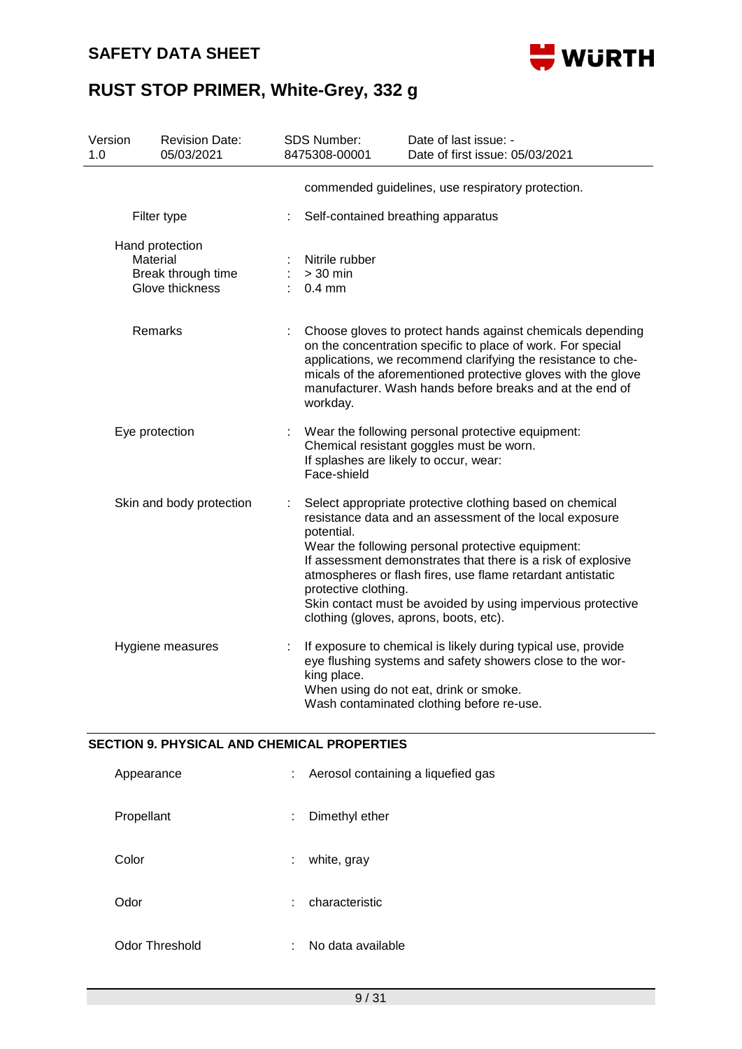| | | |
|---|---|---|
| | | commended guidelines, use respiratory protection. |
| Filter type | : | Self-contained breathing apparatus |
| Hand protection | | |
| Material | : | Nitrile rubber |
| Break through time | : | > 30 min |
| Glove thickness | : | 0.4 mm |
| Remarks | : | Choose gloves to protect hands against chemicals depending on the concentration specific to place of work. For special applications, we recommend clarifying the resistance to chemicals of the aforementioned protective gloves with the glove manufacturer. Wash hands before breaks and at the end of workday. |
| Eye protection | : | Wear the following personal protective equipment:<br>Chemical resistant goggles must be worn.<br>If splashes are likely to occur, wear:<br>Face-shield |
| Skin and body protection | : | Select appropriate protective clothing based on chemical resistance data and an assessment of the local exposure potential.<br>Wear the following personal protective equipment:<br>If assessment demonstrates that there is a risk of explosive atmospheres or flash fires, use flame retardant antistatic protective clothing.<br>Skin contact must be avoided by using impervious protective clothing (gloves, aprons, boots, etc). |
| Hygiene measures | : | If exposure to chemical is likely during typical use, provide eye flushing systems and safety showers close to the working place.<br>When using do not eat, drink or smoke.<br>Wash contaminated clothing before re-use. |

## SECTION 9. PHYSICAL AND CHEMICAL PROPERTIES

| | | |
|---|---|---|
| Appearance | : | Aerosol containing a liquefied gas |
| Propellant | : | Dimethyl ether |
| Color | : | white, gray |
| Odor | : | characteristic |
| Odor Threshold | : | No data available |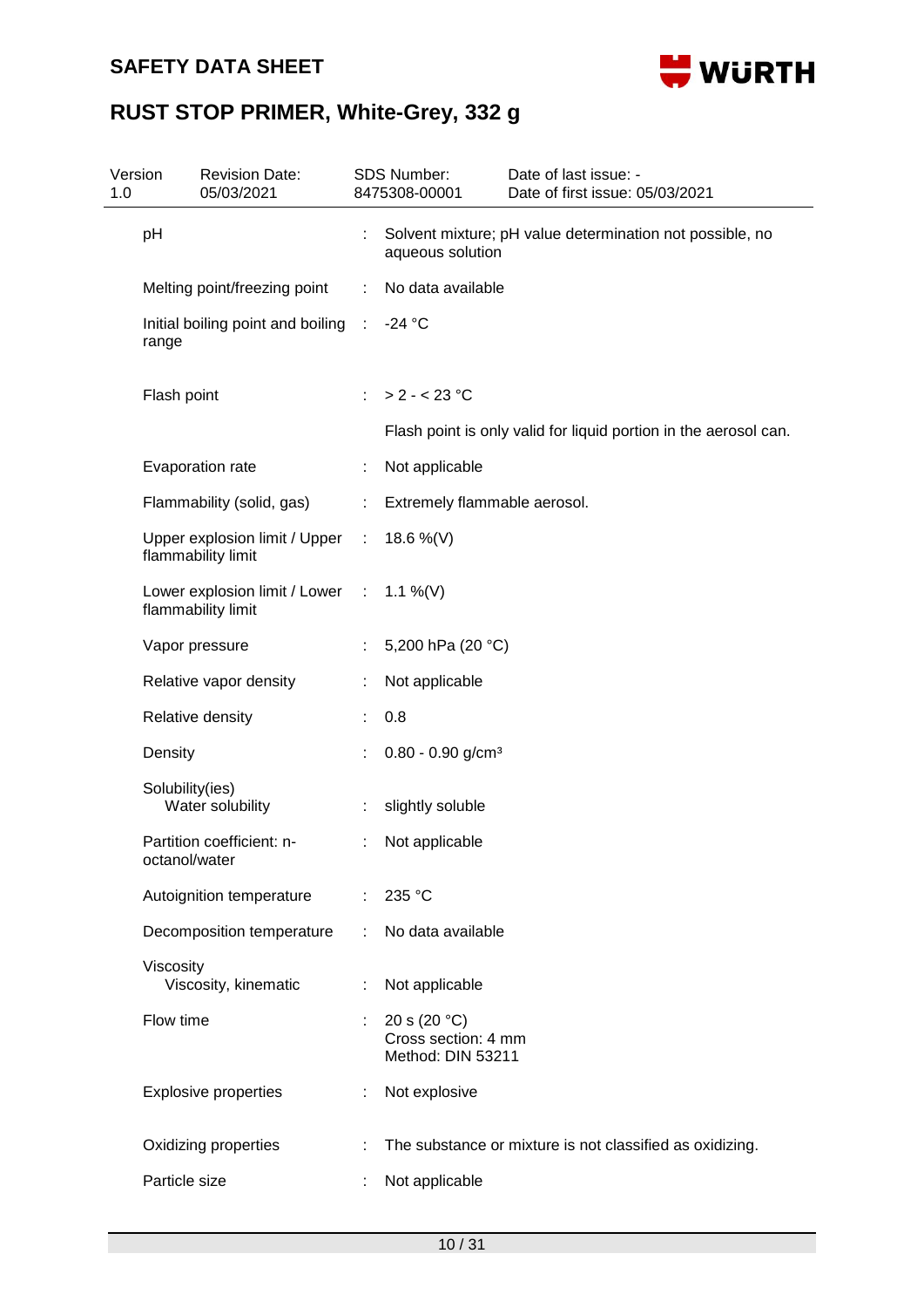| Property | | Value |
|---|---|---|
| pH | : | Solvent mixture; pH value determination not possible, no aqueous solution |
| Melting point/freezing point | : | No data available |
| Initial boiling point and boiling range | : | -24 °C |
| Flash point | : | > 2 - < 23 °C |
| | | Flash point is only valid for liquid portion in the aerosol can. |
| Evaporation rate | : | Not applicable |
| Flammability (solid, gas) | : | Extremely flammable aerosol. |
| Upper explosion limit / Upper flammability limit | : | 18.6 %(V) |
| Lower explosion limit / Lower flammability limit | : | 1.1 %(V) |
| Vapor pressure | : | 5,200 hPa (20 °C) |
| Relative vapor density | : | Not applicable |
| Relative density | : | 0.8 |
| Density | : | 0.80 - 0.90 g/cm³ |
| Solubility(ies)<br>Water solubility | : | slightly soluble |
| Partition coefficient: n-octanol/water | : | Not applicable |
| Autoignition temperature | : | 235 °C |
| Decomposition temperature | : | No data available |
| Viscosity<br>Viscosity, kinematic | : | Not applicable |
| Flow time | : | 20 s (20 °C)<br>Cross section: 4 mm<br>Method: DIN 53211 |
| Explosive properties | : | Not explosive |
| Oxidizing properties | : | The substance or mixture is not classified as oxidizing. |
| Particle size | : | Not applicable |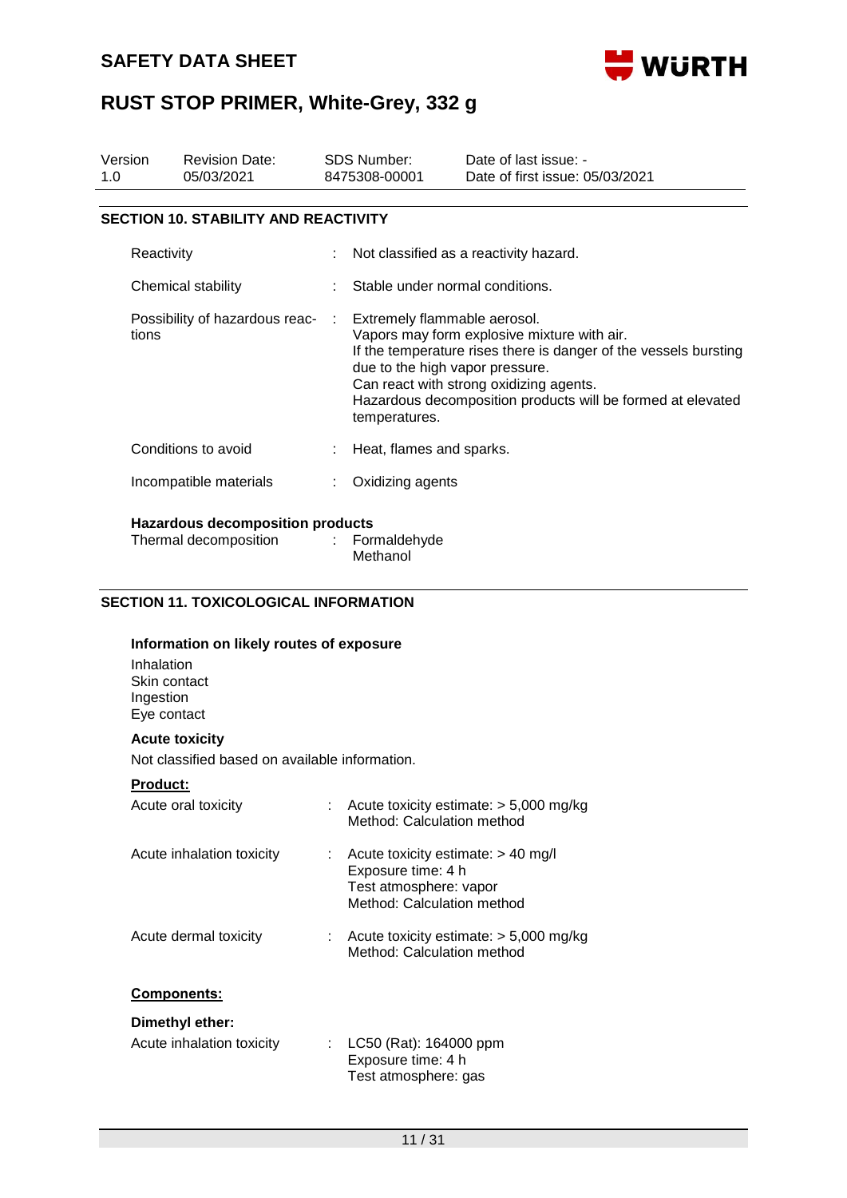## SECTION 10. STABILITY AND REACTIVITY

| | | |
|---|---|---|
| Reactivity | : | Not classified as a reactivity hazard. |
| Chemical stability | : | Stable under normal conditions. |
| Possibility of hazardous reactions | : | Extremely flammable aerosol.<br>Vapors may form explosive mixture with air.<br>If the temperature rises there is danger of the vessels bursting due to the high vapor pressure.<br>Can react with strong oxidizing agents.<br>Hazardous decomposition products will be formed at elevated temperatures. |
| Conditions to avoid | : | Heat, flames and sparks. |
| Incompatible materials | : | Oxidizing agents |

**Hazardous decomposition products**

| | | |
|---|---|---|
| Thermal decomposition | : | Formaldehyde<br>Methanol |

## SECTION 11. TOXICOLOGICAL INFORMATION

**Information on likely routes of exposure**

Inhalation
Skin contact
Ingestion
Eye contact

**Acute toxicity**

Not classified based on available information.

**Product:**

| | | |
|---|---|---|
| Acute oral toxicity | : | Acute toxicity estimate: > 5,000 mg/kg<br>Method: Calculation method |
| Acute inhalation toxicity | : | Acute toxicity estimate: > 40 mg/l<br>Exposure time: 4 h<br>Test atmosphere: vapor<br>Method: Calculation method |
| Acute dermal toxicity | : | Acute toxicity estimate: > 5,000 mg/kg<br>Method: Calculation method |

**Components:**

**Dimethyl ether:**

| | | |
|---|---|---|
| Acute inhalation toxicity | : | LC50 (Rat): 164000 ppm<br>Exposure time: 4 h<br>Test atmosphere: gas |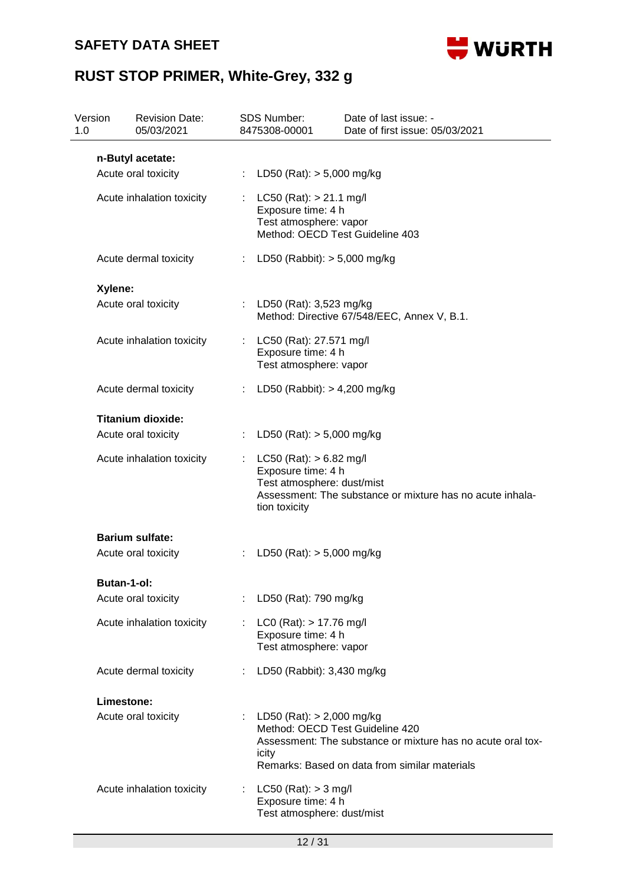**n-Butyl acetate:**

Acute oral toxicity : LD50 (Rat): > 5,000 mg/kg

Acute inhalation toxicity : LC50 (Rat): > 21.1 mg/l
Exposure time: 4 h
Test atmosphere: vapor
Method: OECD Test Guideline 403

Acute dermal toxicity : LD50 (Rabbit): > 5,000 mg/kg

**Xylene:**

Acute oral toxicity : LD50 (Rat): 3,523 mg/kg
Method: Directive 67/548/EEC, Annex V, B.1.

Acute inhalation toxicity : LC50 (Rat): 27.571 mg/l
Exposure time: 4 h
Test atmosphere: vapor

Acute dermal toxicity : LD50 (Rabbit): > 4,200 mg/kg

**Titanium dioxide:**

Acute oral toxicity : LD50 (Rat): > 5,000 mg/kg

Acute inhalation toxicity : LC50 (Rat): > 6.82 mg/l
Exposure time: 4 h
Test atmosphere: dust/mist
Assessment: The substance or mixture has no acute inhalation toxicity

**Barium sulfate:**

Acute oral toxicity : LD50 (Rat): > 5,000 mg/kg

**Butan-1-ol:**

Acute oral toxicity : LD50 (Rat): 790 mg/kg

Acute inhalation toxicity : LC0 (Rat): > 17.76 mg/l
Exposure time: 4 h
Test atmosphere: vapor

Acute dermal toxicity : LD50 (Rabbit): 3,430 mg/kg

**Limestone:**

Acute oral toxicity : LD50 (Rat): > 2,000 mg/kg
Method: OECD Test Guideline 420
Assessment: The substance or mixture has no acute oral toxicity
Remarks: Based on data from similar materials

Acute inhalation toxicity : LC50 (Rat): > 3 mg/l
Exposure time: 4 h
Test atmosphere: dust/mist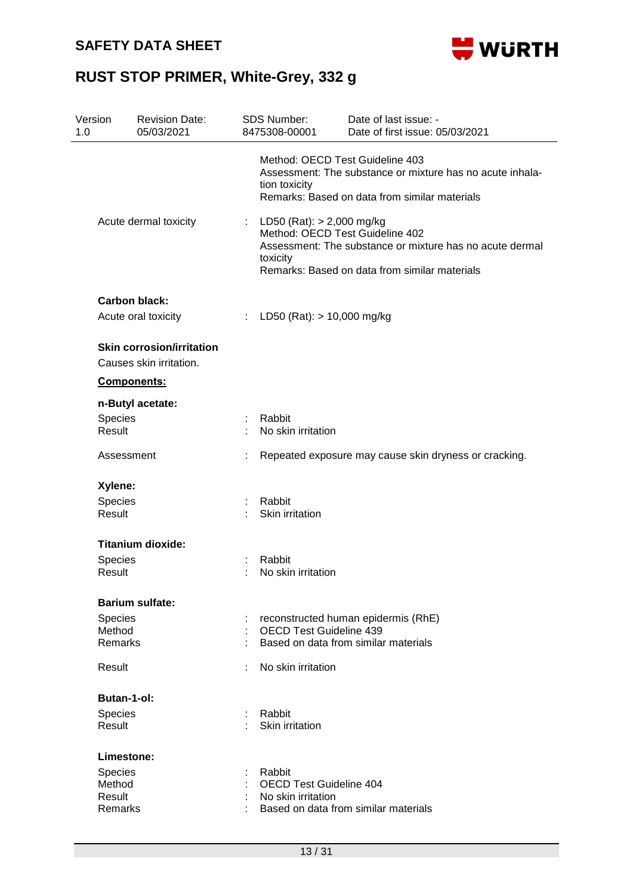| | |
|---|---|
| | Method: OECD Test Guideline 403<br>Assessment: The substance or mixture has no acute inhalation toxicity<br>Remarks: Based on data from similar materials |
| Acute dermal toxicity | : LD50 (Rat): > 2,000 mg/kg<br>Method: OECD Test Guideline 402<br>Assessment: The substance or mixture has no acute dermal toxicity<br>Remarks: Based on data from similar materials |

**Carbon black:**

| | |
|---|---|
| Acute oral toxicity | : LD50 (Rat): > 10,000 mg/kg |

**Skin corrosion/irritation**

Causes skin irritation.

**Components:**

**n-Butyl acetate:**

| | |
|---|---|
| Species | : Rabbit |
| Result | : No skin irritation |
| Assessment | : Repeated exposure may cause skin dryness or cracking. |

**Xylene:**

| | |
|---|---|
| Species | : Rabbit |
| Result | : Skin irritation |

**Titanium dioxide:**

| | |
|---|---|
| Species | : Rabbit |
| Result | : No skin irritation |

**Barium sulfate:**

| | |
|---|---|
| Species | : reconstructed human epidermis (RhE) |
| Method | : OECD Test Guideline 439 |
| Remarks | : Based on data from similar materials |
| Result | : No skin irritation |

**Butan-1-ol:**

| | |
|---|---|
| Species | : Rabbit |
| Result | : Skin irritation |

**Limestone:**

| | |
|---|---|
| Species | : Rabbit |
| Method | : OECD Test Guideline 404 |
| Result | : No skin irritation |
| Remarks | : Based on data from similar materials |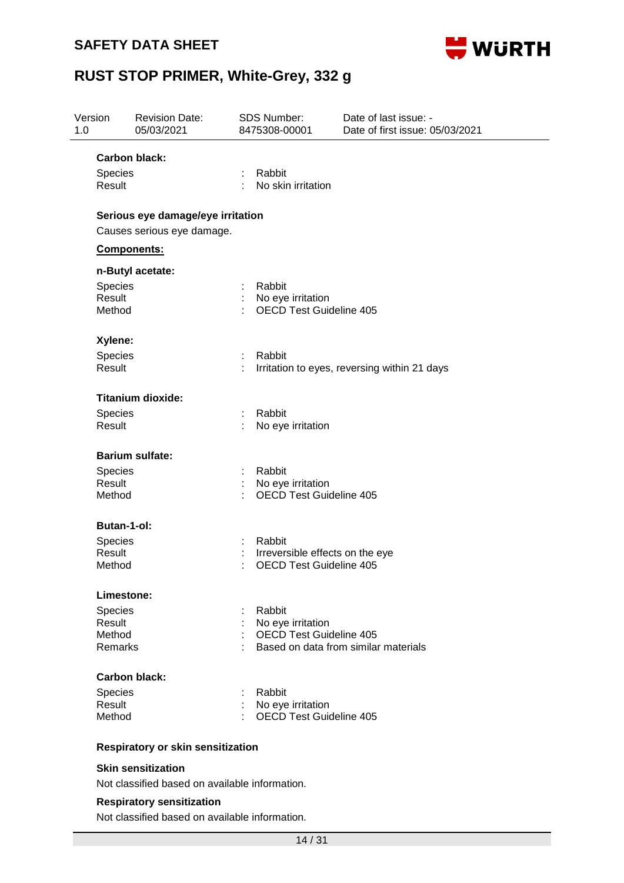**Carbon black:**

| | | |
|---|---|---|
| Species | : | Rabbit |
| Result | : | No skin irritation |

**Serious eye damage/eye irritation**

Causes serious eye damage.

**Components:**

**n-Butyl acetate:**

| | | |
|---|---|---|
| Species | : | Rabbit |
| Result | : | No eye irritation |
| Method | : | OECD Test Guideline 405 |

**Xylene:**

| | | |
|---|---|---|
| Species | : | Rabbit |
| Result | : | Irritation to eyes, reversing within 21 days |

**Titanium dioxide:**

| | | |
|---|---|---|
| Species | : | Rabbit |
| Result | : | No eye irritation |

**Barium sulfate:**

| | | |
|---|---|---|
| Species | : | Rabbit |
| Result | : | No eye irritation |
| Method | : | OECD Test Guideline 405 |

**Butan-1-ol:**

| | | |
|---|---|---|
| Species | : | Rabbit |
| Result | : | Irreversible effects on the eye |
| Method | : | OECD Test Guideline 405 |

**Limestone:**

| | | |
|---|---|---|
| Species | : | Rabbit |
| Result | : | No eye irritation |
| Method | : | OECD Test Guideline 405 |
| Remarks | : | Based on data from similar materials |

**Carbon black:**

| | | |
|---|---|---|
| Species | : | Rabbit |
| Result | : | No eye irritation |
| Method | : | OECD Test Guideline 405 |

**Respiratory or skin sensitization**

**Skin sensitization**

Not classified based on available information.

**Respiratory sensitization**

Not classified based on available information.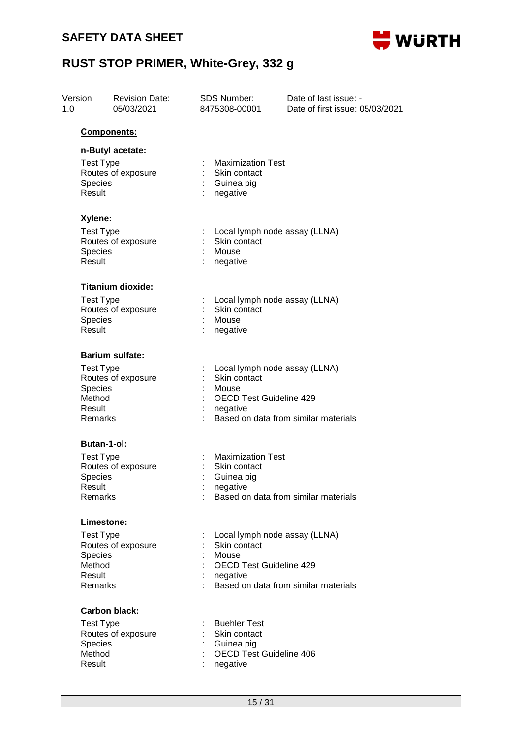**Components:**

**n-Butyl acetate:**

Test Type : Maximization Test
Routes of exposure : Skin contact
Species : Guinea pig
Result : negative

**Xylene:**

Test Type : Local lymph node assay (LLNA)
Routes of exposure : Skin contact
Species : Mouse
Result : negative

**Titanium dioxide:**

Test Type : Local lymph node assay (LLNA)
Routes of exposure : Skin contact
Species : Mouse
Result : negative

**Barium sulfate:**

Test Type : Local lymph node assay (LLNA)
Routes of exposure : Skin contact
Species : Mouse
Method : OECD Test Guideline 429
Result : negative
Remarks : Based on data from similar materials

**Butan-1-ol:**

Test Type : Maximization Test
Routes of exposure : Skin contact
Species : Guinea pig
Result : negative
Remarks : Based on data from similar materials

**Limestone:**

Test Type : Local lymph node assay (LLNA)
Routes of exposure : Skin contact
Species : Mouse
Method : OECD Test Guideline 429
Result : negative
Remarks : Based on data from similar materials

**Carbon black:**

Test Type : Buehler Test
Routes of exposure : Skin contact
Species : Guinea pig
Method : OECD Test Guideline 406
Result : negative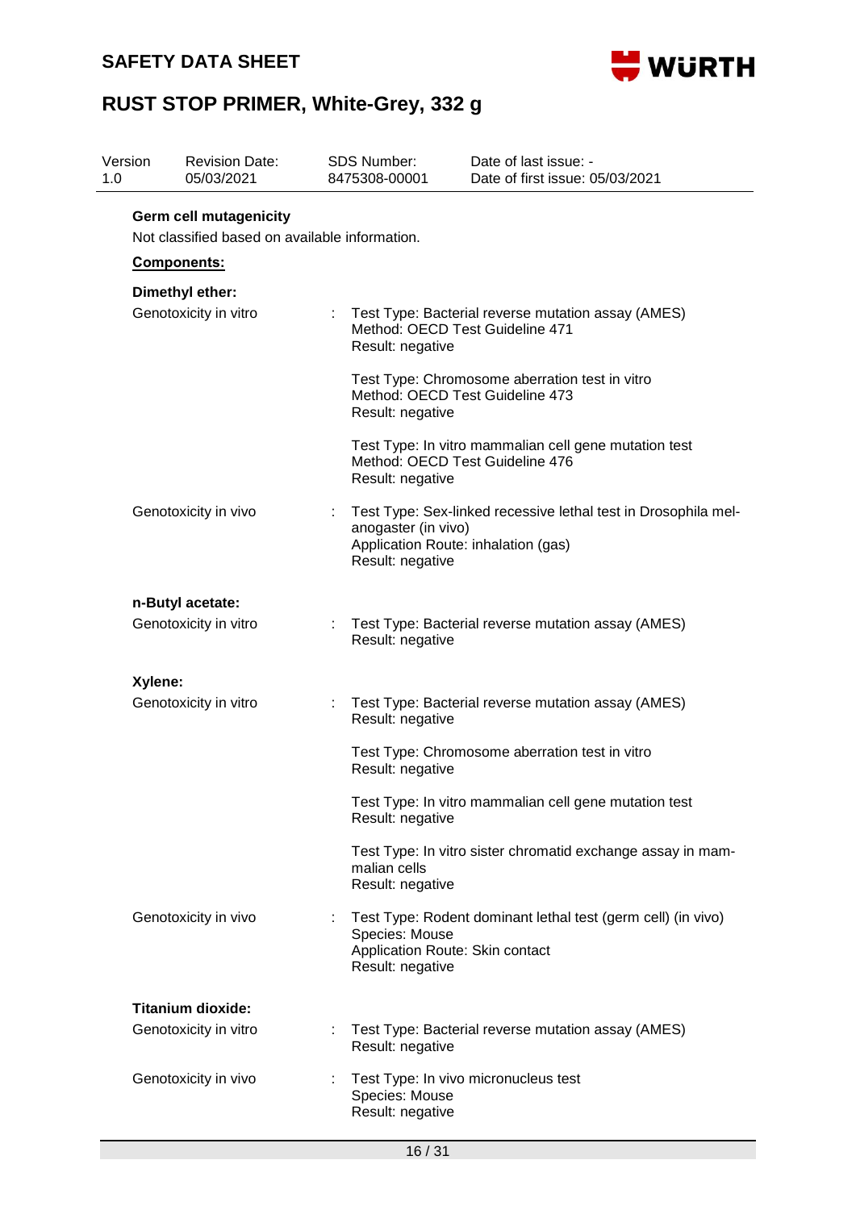**Germ cell mutagenicity**

Not classified based on available information.

**Components:**

**Dimethyl ether:**

| | | |
|---|---|---|
| Genotoxicity in vitro | : | Test Type: Bacterial reverse mutation assay (AMES)<br>Method: OECD Test Guideline 471<br>Result: negative |
| | | Test Type: Chromosome aberration test in vitro<br>Method: OECD Test Guideline 473<br>Result: negative |
| | | Test Type: In vitro mammalian cell gene mutation test<br>Method: OECD Test Guideline 476<br>Result: negative |
| Genotoxicity in vivo | : | Test Type: Sex-linked recessive lethal test in Drosophila melanogaster (in vivo)<br>Application Route: inhalation (gas)<br>Result: negative |

**n-Butyl acetate:**

| | | |
|---|---|---|
| Genotoxicity in vitro | : | Test Type: Bacterial reverse mutation assay (AMES)<br>Result: negative |

**Xylene:**

| | | |
|---|---|---|
| Genotoxicity in vitro | : | Test Type: Bacterial reverse mutation assay (AMES)<br>Result: negative |
| | | Test Type: Chromosome aberration test in vitro<br>Result: negative |
| | | Test Type: In vitro mammalian cell gene mutation test<br>Result: negative |
| | | Test Type: In vitro sister chromatid exchange assay in mammalian cells<br>Result: negative |
| Genotoxicity in vivo | : | Test Type: Rodent dominant lethal test (germ cell) (in vivo)<br>Species: Mouse<br>Application Route: Skin contact<br>Result: negative |

**Titanium dioxide:**

| | | |
|---|---|---|
| Genotoxicity in vitro | : | Test Type: Bacterial reverse mutation assay (AMES)<br>Result: negative |
| Genotoxicity in vivo | : | Test Type: In vivo micronucleus test<br>Species: Mouse<br>Result: negative |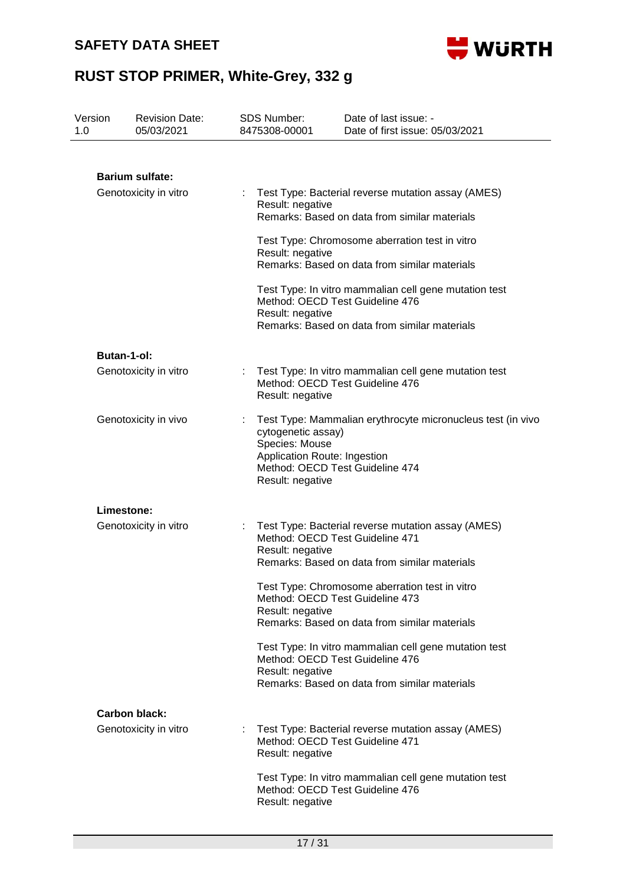**Barium sulfate:**

Genotoxicity in vitro : Test Type: Bacterial reverse mutation assay (AMES)
Result: negative
Remarks: Based on data from similar materials

Test Type: Chromosome aberration test in vitro
Result: negative
Remarks: Based on data from similar materials

Test Type: In vitro mammalian cell gene mutation test
Method: OECD Test Guideline 476
Result: negative
Remarks: Based on data from similar materials

**Butan-1-ol:**

Genotoxicity in vitro : Test Type: In vitro mammalian cell gene mutation test
Method: OECD Test Guideline 476
Result: negative

Genotoxicity in vivo : Test Type: Mammalian erythrocyte micronucleus test (in vivo cytogenetic assay)
Species: Mouse
Application Route: Ingestion
Method: OECD Test Guideline 474
Result: negative

**Limestone:**

Genotoxicity in vitro : Test Type: Bacterial reverse mutation assay (AMES)
Method: OECD Test Guideline 471
Result: negative
Remarks: Based on data from similar materials

Test Type: Chromosome aberration test in vitro
Method: OECD Test Guideline 473
Result: negative
Remarks: Based on data from similar materials

Test Type: In vitro mammalian cell gene mutation test
Method: OECD Test Guideline 476
Result: negative
Remarks: Based on data from similar materials

**Carbon black:**

Genotoxicity in vitro : Test Type: Bacterial reverse mutation assay (AMES)
Method: OECD Test Guideline 471
Result: negative

Test Type: In vitro mammalian cell gene mutation test
Method: OECD Test Guideline 476
Result: negative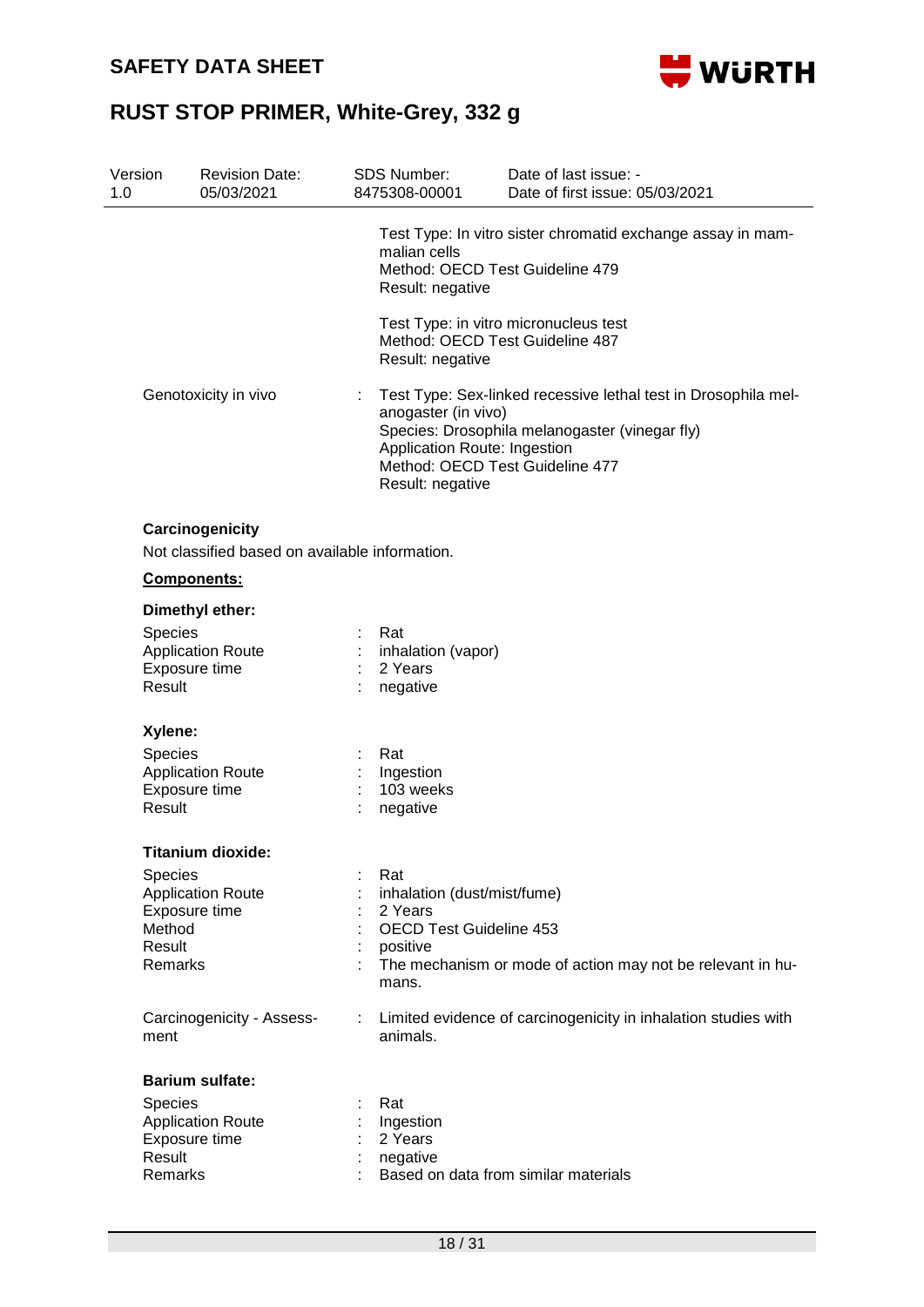Test Type: In vitro sister chromatid exchange assay in mammalian cells
Method: OECD Test Guideline 479
Result: negative

Test Type: in vitro micronucleus test
Method: OECD Test Guideline 487
Result: negative

Genotoxicity in vivo : Test Type: Sex-linked recessive lethal test in Drosophila melanogaster (in vivo)
Species: Drosophila melanogaster (vinegar fly)
Application Route: Ingestion
Method: OECD Test Guideline 477
Result: negative

**Carcinogenicity**

Not classified based on available information.

**Components:**

**Dimethyl ether:**

Species : Rat
Application Route : inhalation (vapor)
Exposure time : 2 Years
Result : negative

**Xylene:**

Species : Rat
Application Route : Ingestion
Exposure time : 103 weeks
Result : negative

**Titanium dioxide:**

Species : Rat
Application Route : inhalation (dust/mist/fume)
Exposure time : 2 Years
Method : OECD Test Guideline 453
Result : positive
Remarks : The mechanism or mode of action may not be relevant in humans.

Carcinogenicity - Assessment : Limited evidence of carcinogenicity in inhalation studies with animals.

**Barium sulfate:**

Species : Rat
Application Route : Ingestion
Exposure time : 2 Years
Result : negative
Remarks : Based on data from similar materials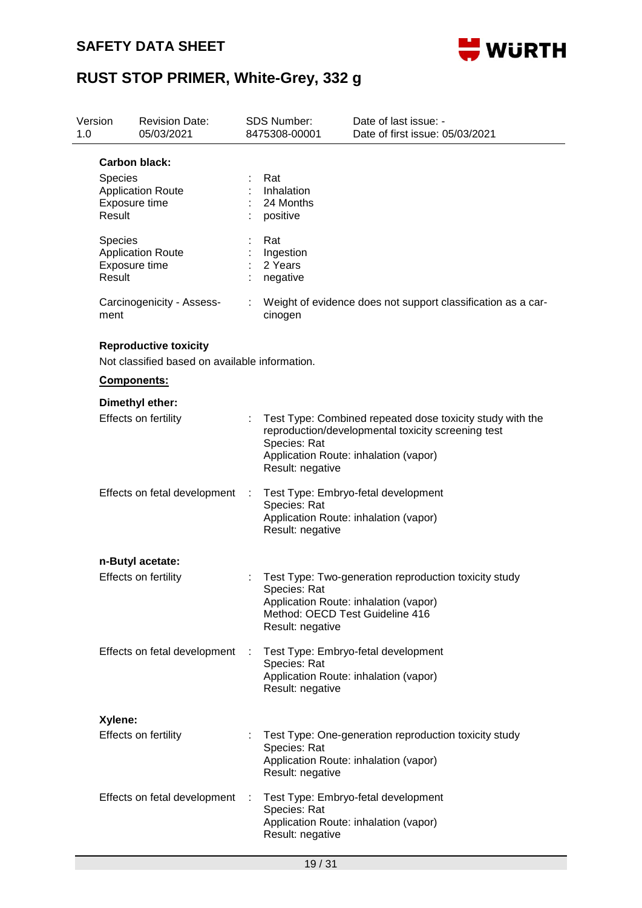**Carbon black:**

| | | |
|---|---|---|
| Species | : | Rat |
| Application Route | : | Inhalation |
| Exposure time | : | 24 Months |
| Result | : | positive |

| | | |
|---|---|---|
| Species | : | Rat |
| Application Route | : | Ingestion |
| Exposure time | : | 2 Years |
| Result | : | negative |

Carcinogenicity - Assessment : Weight of evidence does not support classification as a carcinogen

**Reproductive toxicity**

Not classified based on available information.

**Components:**

**Dimethyl ether:**

Effects on fertility : Test Type: Combined repeated dose toxicity study with the reproduction/developmental toxicity screening test
Species: Rat
Application Route: inhalation (vapor)
Result: negative

Effects on fetal development : Test Type: Embryo-fetal development
Species: Rat
Application Route: inhalation (vapor)
Result: negative

**n-Butyl acetate:**

Effects on fertility : Test Type: Two-generation reproduction toxicity study
Species: Rat
Application Route: inhalation (vapor)
Method: OECD Test Guideline 416
Result: negative

Effects on fetal development : Test Type: Embryo-fetal development
Species: Rat
Application Route: inhalation (vapor)
Result: negative

**Xylene:**

Effects on fertility : Test Type: One-generation reproduction toxicity study
Species: Rat
Application Route: inhalation (vapor)
Result: negative

Effects on fetal development : Test Type: Embryo-fetal development
Species: Rat
Application Route: inhalation (vapor)
Result: negative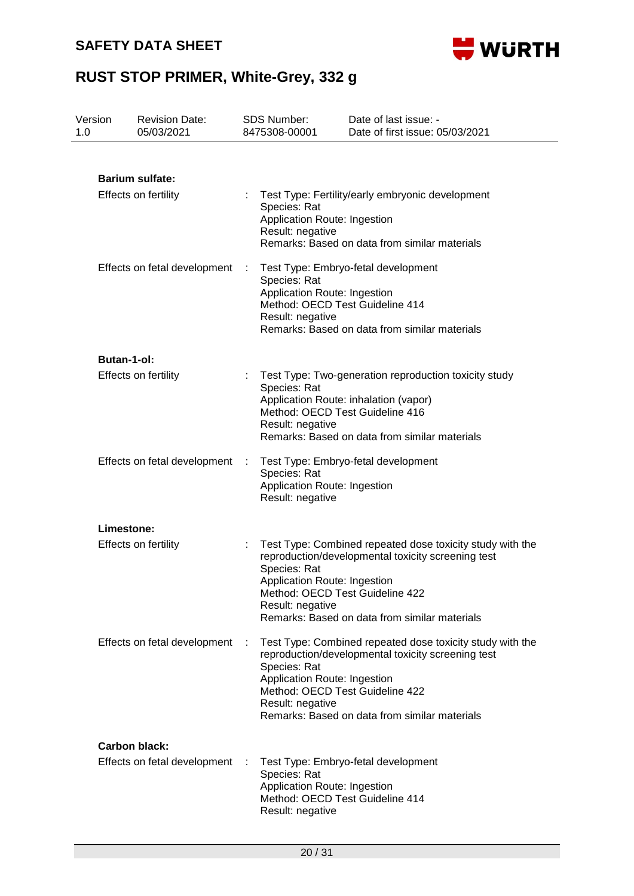**Barium sulfate:**

Effects on fertility : Test Type: Fertility/early embryonic development
Species: Rat
Application Route: Ingestion
Result: negative
Remarks: Based on data from similar materials

Effects on fetal development : Test Type: Embryo-fetal development
Species: Rat
Application Route: Ingestion
Method: OECD Test Guideline 414
Result: negative
Remarks: Based on data from similar materials

**Butan-1-ol:**

Effects on fertility : Test Type: Two-generation reproduction toxicity study
Species: Rat
Application Route: inhalation (vapor)
Method: OECD Test Guideline 416
Result: negative
Remarks: Based on data from similar materials

Effects on fetal development : Test Type: Embryo-fetal development
Species: Rat
Application Route: Ingestion
Result: negative

**Limestone:**

Effects on fertility : Test Type: Combined repeated dose toxicity study with the reproduction/developmental toxicity screening test
Species: Rat
Application Route: Ingestion
Method: OECD Test Guideline 422
Result: negative
Remarks: Based on data from similar materials

Effects on fetal development : Test Type: Combined repeated dose toxicity study with the reproduction/developmental toxicity screening test
Species: Rat
Application Route: Ingestion
Method: OECD Test Guideline 422
Result: negative
Remarks: Based on data from similar materials

**Carbon black:**

Effects on fetal development : Test Type: Embryo-fetal development
Species: Rat
Application Route: Ingestion
Method: OECD Test Guideline 414
Result: negative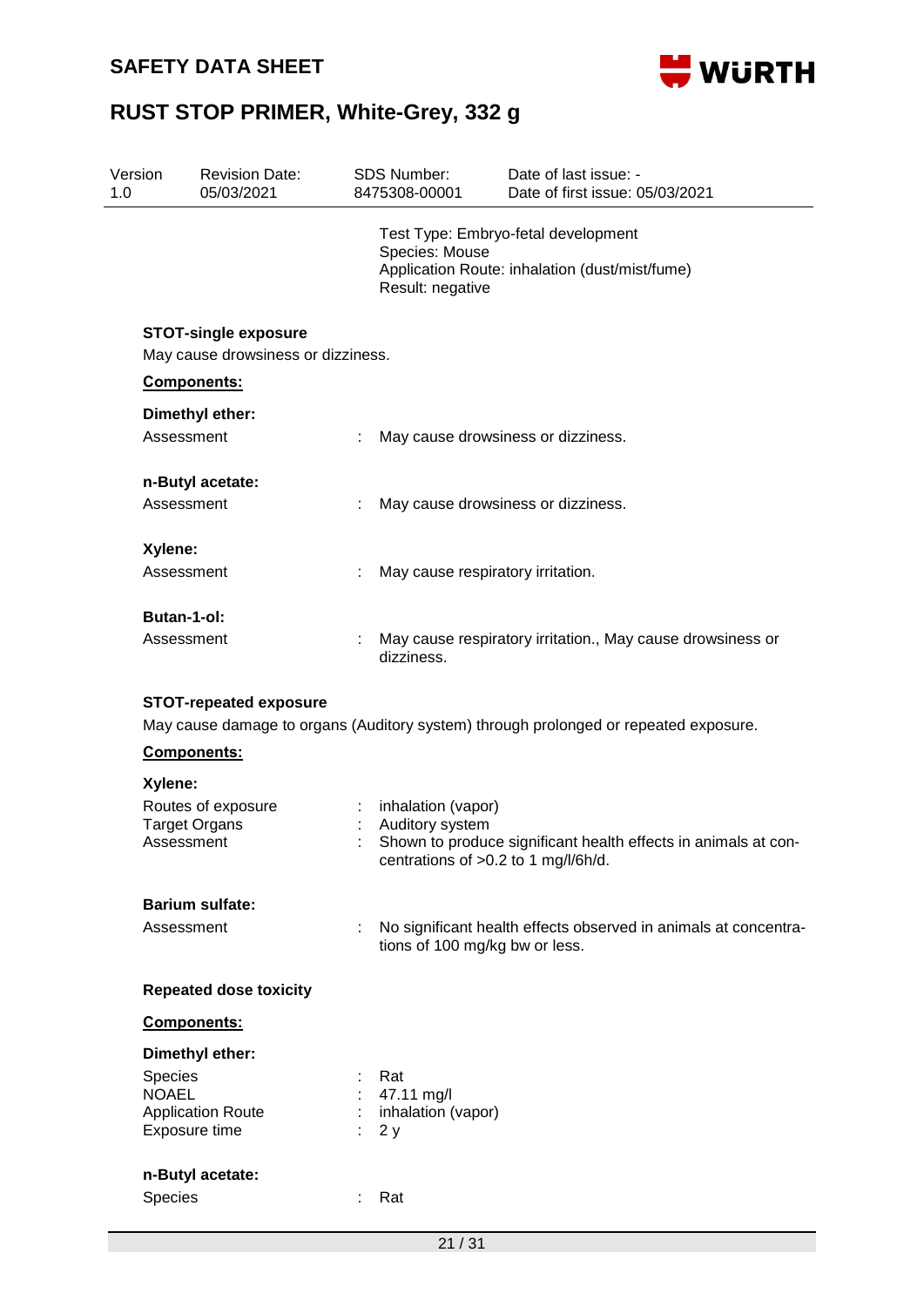Test Type: Embryo-fetal development
Species: Mouse
Application Route: inhalation (dust/mist/fume)
Result: negative

**STOT-single exposure**

May cause drowsiness or dizziness.

**Components:**

**Dimethyl ether:**

Assessment : May cause drowsiness or dizziness.

**n-Butyl acetate:**

Assessment : May cause drowsiness or dizziness.

**Xylene:**

Assessment : May cause respiratory irritation.

**Butan-1-ol:**

Assessment : May cause respiratory irritation., May cause drowsiness or dizziness.

**STOT-repeated exposure**

May cause damage to organs (Auditory system) through prolonged or repeated exposure.

**Components:**

**Xylene:**

Routes of exposure : inhalation (vapor)
Target Organs : Auditory system
Assessment : Shown to produce significant health effects in animals at concentrations of >0.2 to 1 mg/l/6h/d.

**Barium sulfate:**

Assessment : No significant health effects observed in animals at concentrations of 100 mg/kg bw or less.

**Repeated dose toxicity**

**Components:**

**Dimethyl ether:**

Species : Rat
NOAEL : 47.11 mg/l
Application Route : inhalation (vapor)
Exposure time : 2 y

**n-Butyl acetate:**

Species : Rat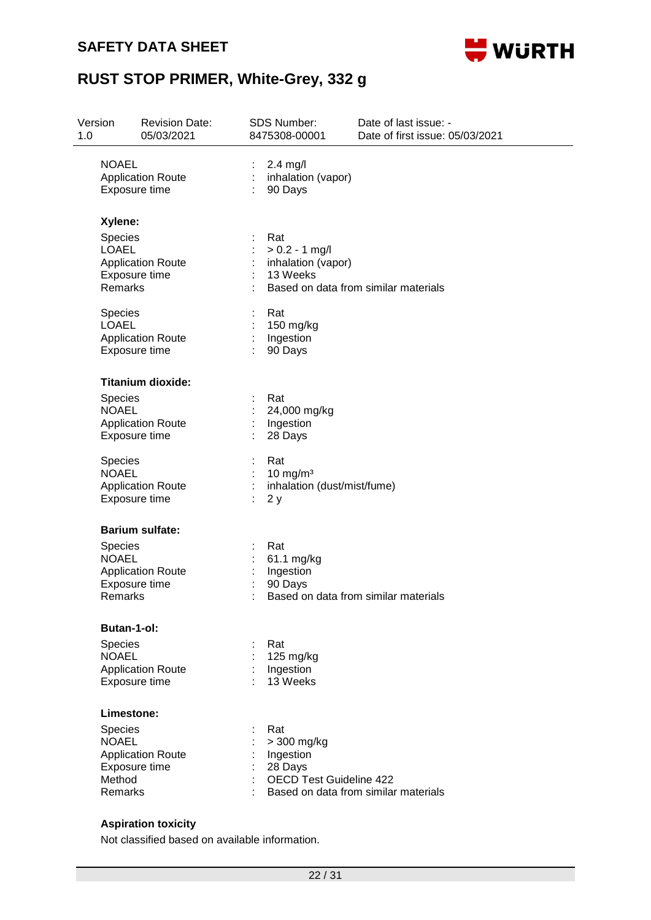| | | |
|---|---|---|
| NOAEL | : | 2.4 mg/l |
| Application Route | : | inhalation (vapor) |
| Exposure time | : | 90 Days |

**Xylene:**

| | | |
|---|---|---|
| Species | : | Rat |
| LOAEL | : | > 0.2 - 1 mg/l |
| Application Route | : | inhalation (vapor) |
| Exposure time | : | 13 Weeks |
| Remarks | : | Based on data from similar materials |

| | | |
|---|---|---|
| Species | : | Rat |
| LOAEL | : | 150 mg/kg |
| Application Route | : | Ingestion |
| Exposure time | : | 90 Days |

**Titanium dioxide:**

| | | |
|---|---|---|
| Species | : | Rat |
| NOAEL | : | 24,000 mg/kg |
| Application Route | : | Ingestion |
| Exposure time | : | 28 Days |

| | | |
|---|---|---|
| Species | : | Rat |
| NOAEL | : | 10 mg/m³ |
| Application Route | : | inhalation (dust/mist/fume) |
| Exposure time | : | 2 y |

**Barium sulfate:**

| | | |
|---|---|---|
| Species | : | Rat |
| NOAEL | : | 61.1 mg/kg |
| Application Route | : | Ingestion |
| Exposure time | : | 90 Days |
| Remarks | : | Based on data from similar materials |

**Butan-1-ol:**

| | | |
|---|---|---|
| Species | : | Rat |
| NOAEL | : | 125 mg/kg |
| Application Route | : | Ingestion |
| Exposure time | : | 13 Weeks |

**Limestone:**

| | | |
|---|---|---|
| Species | : | Rat |
| NOAEL | : | > 300 mg/kg |
| Application Route | : | Ingestion |
| Exposure time | : | 28 Days |
| Method | : | OECD Test Guideline 422 |
| Remarks | : | Based on data from similar materials |

**Aspiration toxicity**

Not classified based on available information.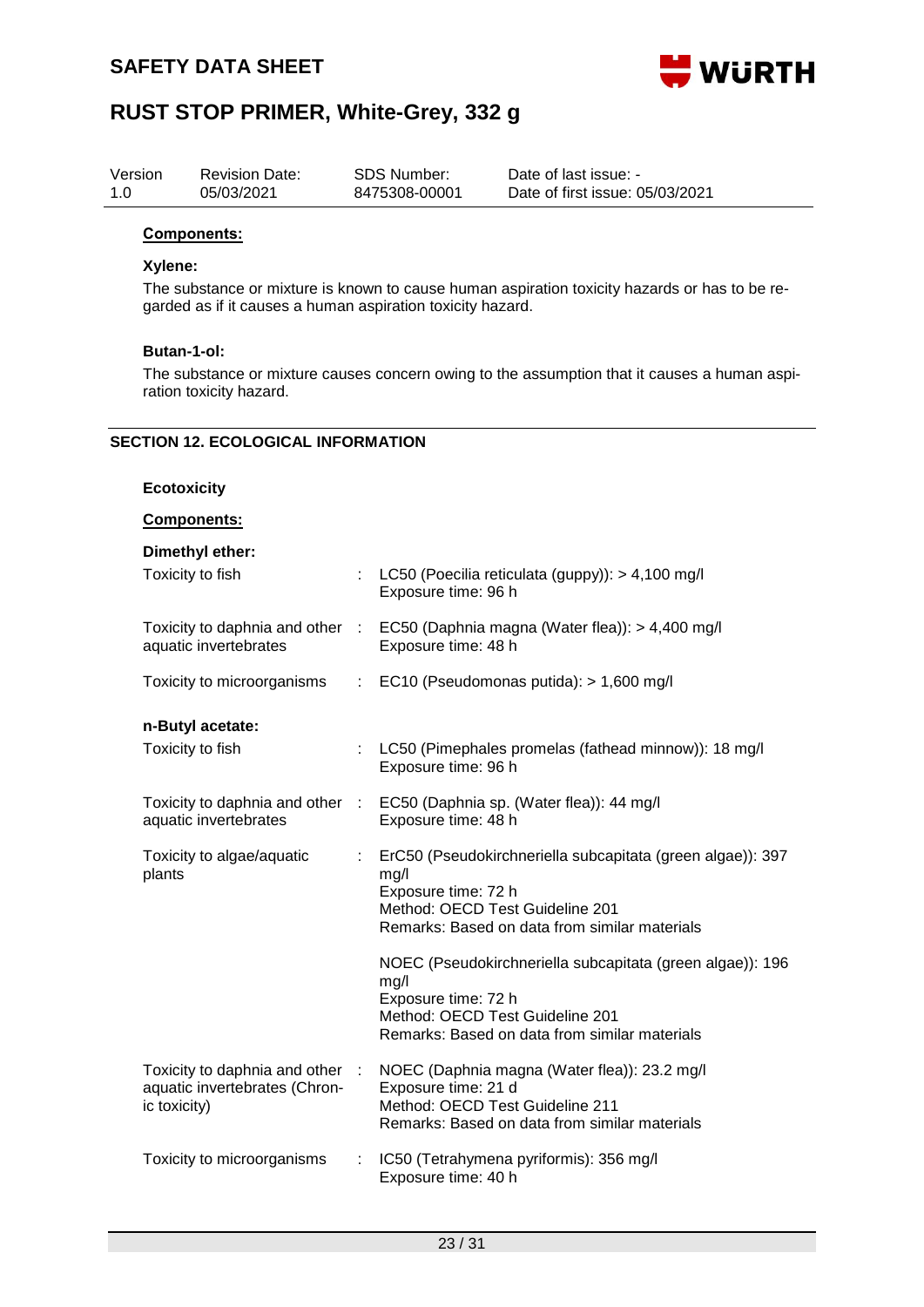**Components:**

**Xylene:**

The substance or mixture is known to cause human aspiration toxicity hazards or has to be regarded as if it causes a human aspiration toxicity hazard.

**Butan-1-ol:**

The substance or mixture causes concern owing to the assumption that it causes a human aspiration toxicity hazard.

## SECTION 12. ECOLOGICAL INFORMATION

**Ecotoxicity**

**Components:**

**Dimethyl ether:**

| | | |
|---|---|---|
| Toxicity to fish | : | LC50 (Poecilia reticulata (guppy)): > 4,100 mg/l<br>Exposure time: 96 h |
| Toxicity to daphnia and other aquatic invertebrates | : | EC50 (Daphnia magna (Water flea)): > 4,400 mg/l<br>Exposure time: 48 h |
| Toxicity to microorganisms | : | EC10 (Pseudomonas putida): > 1,600 mg/l |

**n-Butyl acetate:**

| | | |
|---|---|---|
| Toxicity to fish | : | LC50 (Pimephales promelas (fathead minnow)): 18 mg/l<br>Exposure time: 96 h |
| Toxicity to daphnia and other aquatic invertebrates | : | EC50 (Daphnia sp. (Water flea)): 44 mg/l<br>Exposure time: 48 h |
| Toxicity to algae/aquatic plants | : | ErC50 (Pseudokirchneriella subcapitata (green algae)): 397 mg/l<br>Exposure time: 72 h<br>Method: OECD Test Guideline 201<br>Remarks: Based on data from similar materials<br><br>NOEC (Pseudokirchneriella subcapitata (green algae)): 196 mg/l<br>Exposure time: 72 h<br>Method: OECD Test Guideline 201<br>Remarks: Based on data from similar materials |
| Toxicity to daphnia and other aquatic invertebrates (Chronic toxicity) | : | NOEC (Daphnia magna (Water flea)): 23.2 mg/l<br>Exposure time: 21 d<br>Method: OECD Test Guideline 211<br>Remarks: Based on data from similar materials |
| Toxicity to microorganisms | : | IC50 (Tetrahymena pyriformis): 356 mg/l<br>Exposure time: 40 h |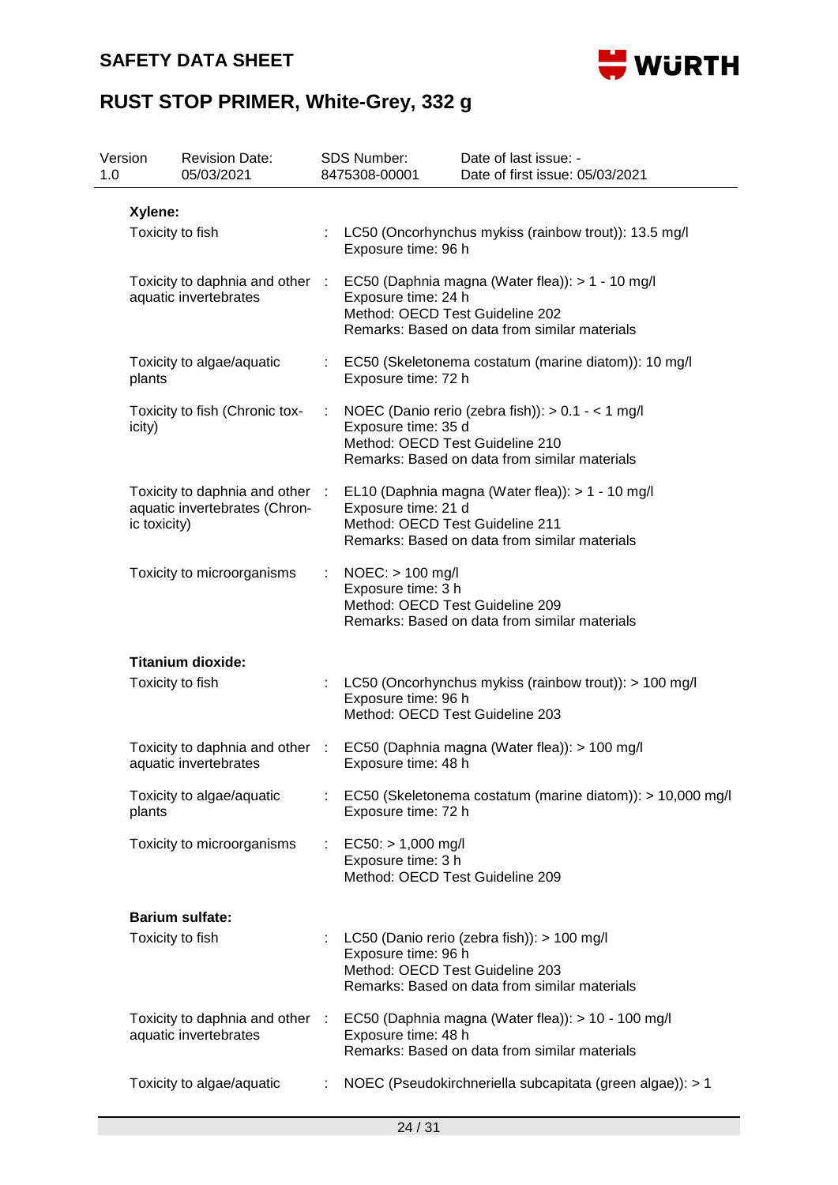**Xylene:**

| | | |
|---|---|---|
| Toxicity to fish | : | LC50 (Oncorhynchus mykiss (rainbow trout)): 13.5 mg/l<br>Exposure time: 96 h |
| Toxicity to daphnia and other aquatic invertebrates | : | EC50 (Daphnia magna (Water flea)): > 1 - 10 mg/l<br>Exposure time: 24 h<br>Method: OECD Test Guideline 202<br>Remarks: Based on data from similar materials |
| Toxicity to algae/aquatic plants | : | EC50 (Skeletonema costatum (marine diatom)): 10 mg/l<br>Exposure time: 72 h |
| Toxicity to fish (Chronic toxicity) | : | NOEC (Danio rerio (zebra fish)): > 0.1 - < 1 mg/l<br>Exposure time: 35 d<br>Method: OECD Test Guideline 210<br>Remarks: Based on data from similar materials |
| Toxicity to daphnia and other aquatic invertebrates (Chronic toxicity) | : | EL10 (Daphnia magna (Water flea)): > 1 - 10 mg/l<br>Exposure time: 21 d<br>Method: OECD Test Guideline 211<br>Remarks: Based on data from similar materials |
| Toxicity to microorganisms | : | NOEC: > 100 mg/l<br>Exposure time: 3 h<br>Method: OECD Test Guideline 209<br>Remarks: Based on data from similar materials |

**Titanium dioxide:**

| | | |
|---|---|---|
| Toxicity to fish | : | LC50 (Oncorhynchus mykiss (rainbow trout)): > 100 mg/l<br>Exposure time: 96 h<br>Method: OECD Test Guideline 203 |
| Toxicity to daphnia and other aquatic invertebrates | : | EC50 (Daphnia magna (Water flea)): > 100 mg/l<br>Exposure time: 48 h |
| Toxicity to algae/aquatic plants | : | EC50 (Skeletonema costatum (marine diatom)): > 10,000 mg/l<br>Exposure time: 72 h |
| Toxicity to microorganisms | : | EC50: > 1,000 mg/l<br>Exposure time: 3 h<br>Method: OECD Test Guideline 209 |

**Barium sulfate:**

| | | |
|---|---|---|
| Toxicity to fish | : | LC50 (Danio rerio (zebra fish)): > 100 mg/l<br>Exposure time: 96 h<br>Method: OECD Test Guideline 203<br>Remarks: Based on data from similar materials |
| Toxicity to daphnia and other aquatic invertebrates | : | EC50 (Daphnia magna (Water flea)): > 10 - 100 mg/l<br>Exposure time: 48 h<br>Remarks: Based on data from similar materials |
| Toxicity to algae/aquatic | : | NOEC (Pseudokirchneriella subcapitata (green algae)): > 1 |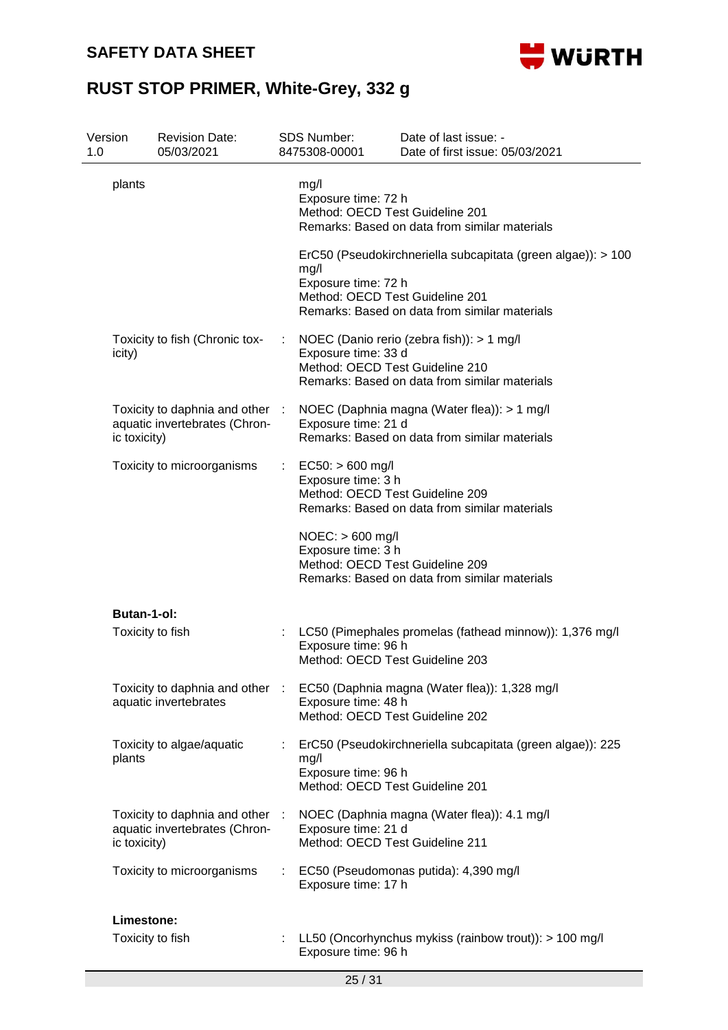| | | |
|---|---|---|
| plants | | mg/l<br>Exposure time: 72 h<br>Method: OECD Test Guideline 201<br>Remarks: Based on data from similar materials |
| | | ErC50 (Pseudokirchneriella subcapitata (green algae)): > 100 mg/l<br>Exposure time: 72 h<br>Method: OECD Test Guideline 201<br>Remarks: Based on data from similar materials |
| Toxicity to fish (Chronic toxicity) | : | NOEC (Danio rerio (zebra fish)): > 1 mg/l<br>Exposure time: 33 d<br>Method: OECD Test Guideline 210<br>Remarks: Based on data from similar materials |
| Toxicity to daphnia and other aquatic invertebrates (Chronic toxicity) | : | NOEC (Daphnia magna (Water flea)): > 1 mg/l<br>Exposure time: 21 d<br>Remarks: Based on data from similar materials |
| Toxicity to microorganisms | : | EC50: > 600 mg/l<br>Exposure time: 3 h<br>Method: OECD Test Guideline 209<br>Remarks: Based on data from similar materials |
| | | NOEC: > 600 mg/l<br>Exposure time: 3 h<br>Method: OECD Test Guideline 209<br>Remarks: Based on data from similar materials |

**Butan-1-ol:**

| | | |
|---|---|---|
| Toxicity to fish | : | LC50 (Pimephales promelas (fathead minnow)): 1,376 mg/l<br>Exposure time: 96 h<br>Method: OECD Test Guideline 203 |
| Toxicity to daphnia and other aquatic invertebrates | : | EC50 (Daphnia magna (Water flea)): 1,328 mg/l<br>Exposure time: 48 h<br>Method: OECD Test Guideline 202 |
| Toxicity to algae/aquatic plants | : | ErC50 (Pseudokirchneriella subcapitata (green algae)): 225 mg/l<br>Exposure time: 96 h<br>Method: OECD Test Guideline 201 |
| Toxicity to daphnia and other aquatic invertebrates (Chronic toxicity) | : | NOEC (Daphnia magna (Water flea)): 4.1 mg/l<br>Exposure time: 21 d<br>Method: OECD Test Guideline 211 |
| Toxicity to microorganisms | : | EC50 (Pseudomonas putida): 4,390 mg/l<br>Exposure time: 17 h |

**Limestone:**

| | | |
|---|---|---|
| Toxicity to fish | : | LL50 (Oncorhynchus mykiss (rainbow trout)): > 100 mg/l<br>Exposure time: 96 h |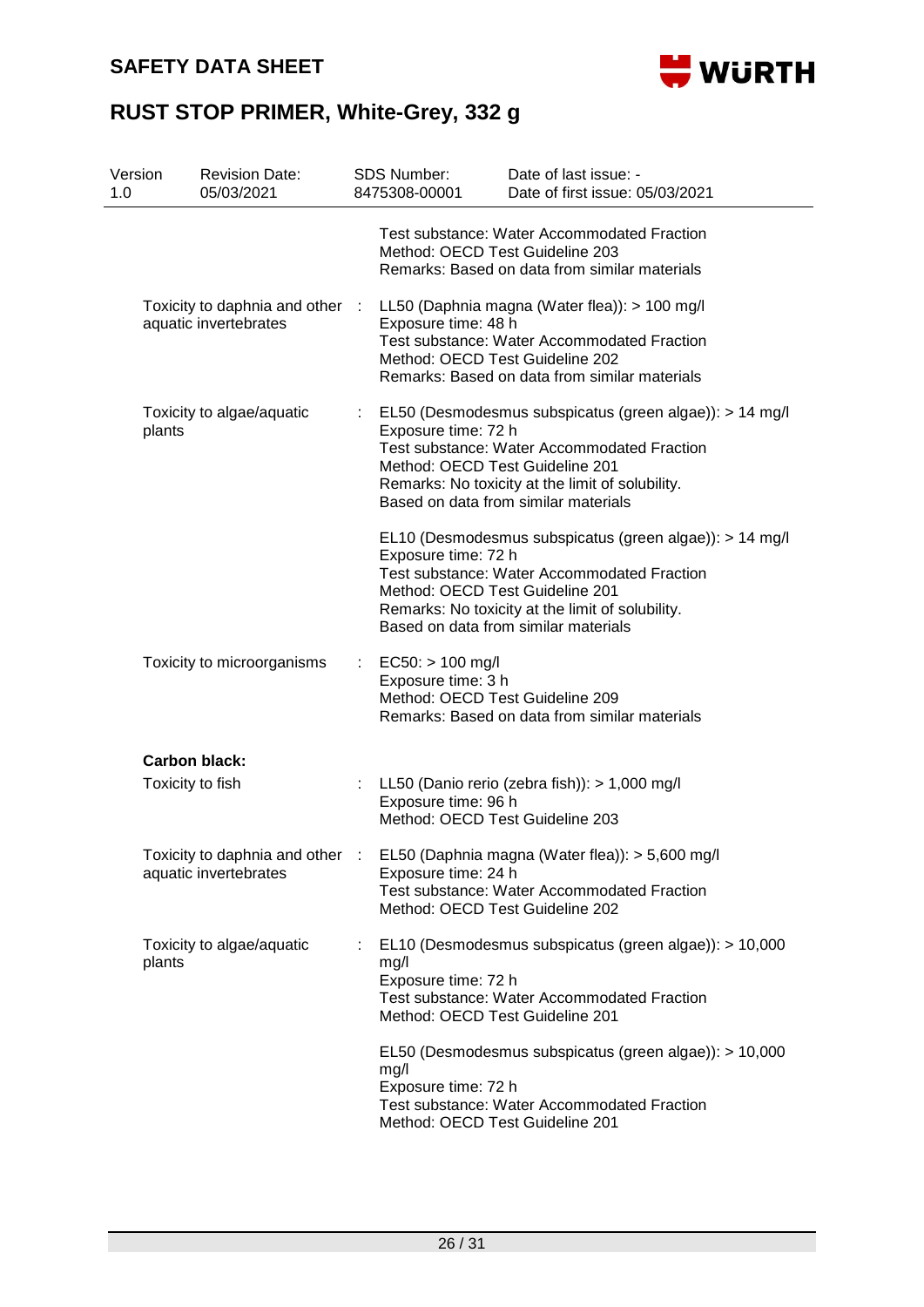| | | |
|---|---|---|
| | | Test substance: Water Accommodated Fraction<br>Method: OECD Test Guideline 203<br>Remarks: Based on data from similar materials |
| Toxicity to daphnia and other aquatic invertebrates | : | LL50 (Daphnia magna (Water flea)): > 100 mg/l<br>Exposure time: 48 h<br>Test substance: Water Accommodated Fraction<br>Method: OECD Test Guideline 202<br>Remarks: Based on data from similar materials |
| Toxicity to algae/aquatic plants | : | EL50 (Desmodesmus subspicatus (green algae)): > 14 mg/l<br>Exposure time: 72 h<br>Test substance: Water Accommodated Fraction<br>Method: OECD Test Guideline 201<br>Remarks: No toxicity at the limit of solubility.<br>Based on data from similar materials |
| | | EL10 (Desmodesmus subspicatus (green algae)): > 14 mg/l<br>Exposure time: 72 h<br>Test substance: Water Accommodated Fraction<br>Method: OECD Test Guideline 201<br>Remarks: No toxicity at the limit of solubility.<br>Based on data from similar materials |
| Toxicity to microorganisms | : | EC50: > 100 mg/l<br>Exposure time: 3 h<br>Method: OECD Test Guideline 209<br>Remarks: Based on data from similar materials |

**Carbon black:**

| | | |
|---|---|---|
| Toxicity to fish | : | LL50 (Danio rerio (zebra fish)): > 1,000 mg/l<br>Exposure time: 96 h<br>Method: OECD Test Guideline 203 |
| Toxicity to daphnia and other aquatic invertebrates | : | EL50 (Daphnia magna (Water flea)): > 5,600 mg/l<br>Exposure time: 24 h<br>Test substance: Water Accommodated Fraction<br>Method: OECD Test Guideline 202 |
| Toxicity to algae/aquatic plants | : | EL10 (Desmodesmus subspicatus (green algae)): > 10,000 mg/l<br>Exposure time: 72 h<br>Test substance: Water Accommodated Fraction<br>Method: OECD Test Guideline 201 |
| | | EL50 (Desmodesmus subspicatus (green algae)): > 10,000 mg/l<br>Exposure time: 72 h<br>Test substance: Water Accommodated Fraction<br>Method: OECD Test Guideline 201 |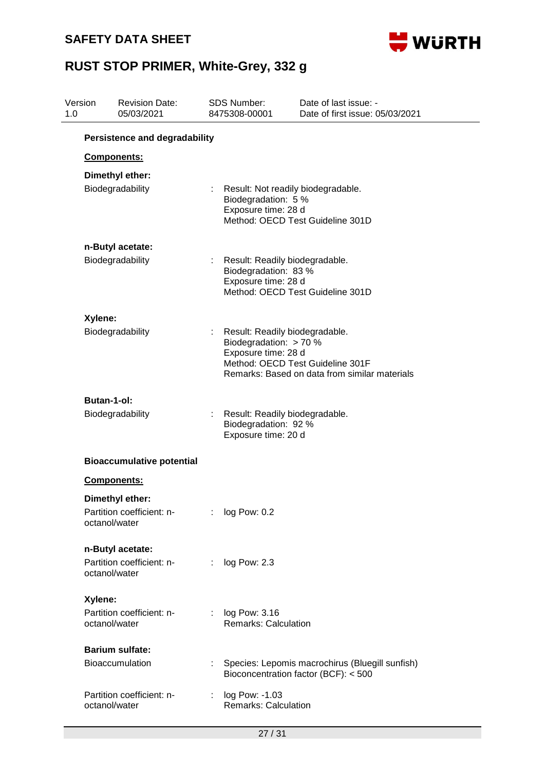**Persistence and degradability**

**Components:**

**Dimethyl ether:**

Biodegradability : Result: Not readily biodegradable.
Biodegradation: 5 %
Exposure time: 28 d
Method: OECD Test Guideline 301D

**n-Butyl acetate:**

Biodegradability : Result: Readily biodegradable.
Biodegradation: 83 %
Exposure time: 28 d
Method: OECD Test Guideline 301D

**Xylene:**

Biodegradability : Result: Readily biodegradable.
Biodegradation: > 70 %
Exposure time: 28 d
Method: OECD Test Guideline 301F
Remarks: Based on data from similar materials

**Butan-1-ol:**

Biodegradability : Result: Readily biodegradable.
Biodegradation: 92 %
Exposure time: 20 d

**Bioaccumulative potential**

**Components:**

**Dimethyl ether:**

Partition coefficient: n-octanol/water : log Pow: 0.2

**n-Butyl acetate:**

Partition coefficient: n-octanol/water : log Pow: 2.3

**Xylene:**

Partition coefficient: n-octanol/water : log Pow: 3.16
Remarks: Calculation

**Barium sulfate:**

Bioaccumulation : Species: Lepomis macrochirus (Bluegill sunfish)
Bioconcentration factor (BCF): < 500

Partition coefficient: n-octanol/water : log Pow: -1.03
Remarks: Calculation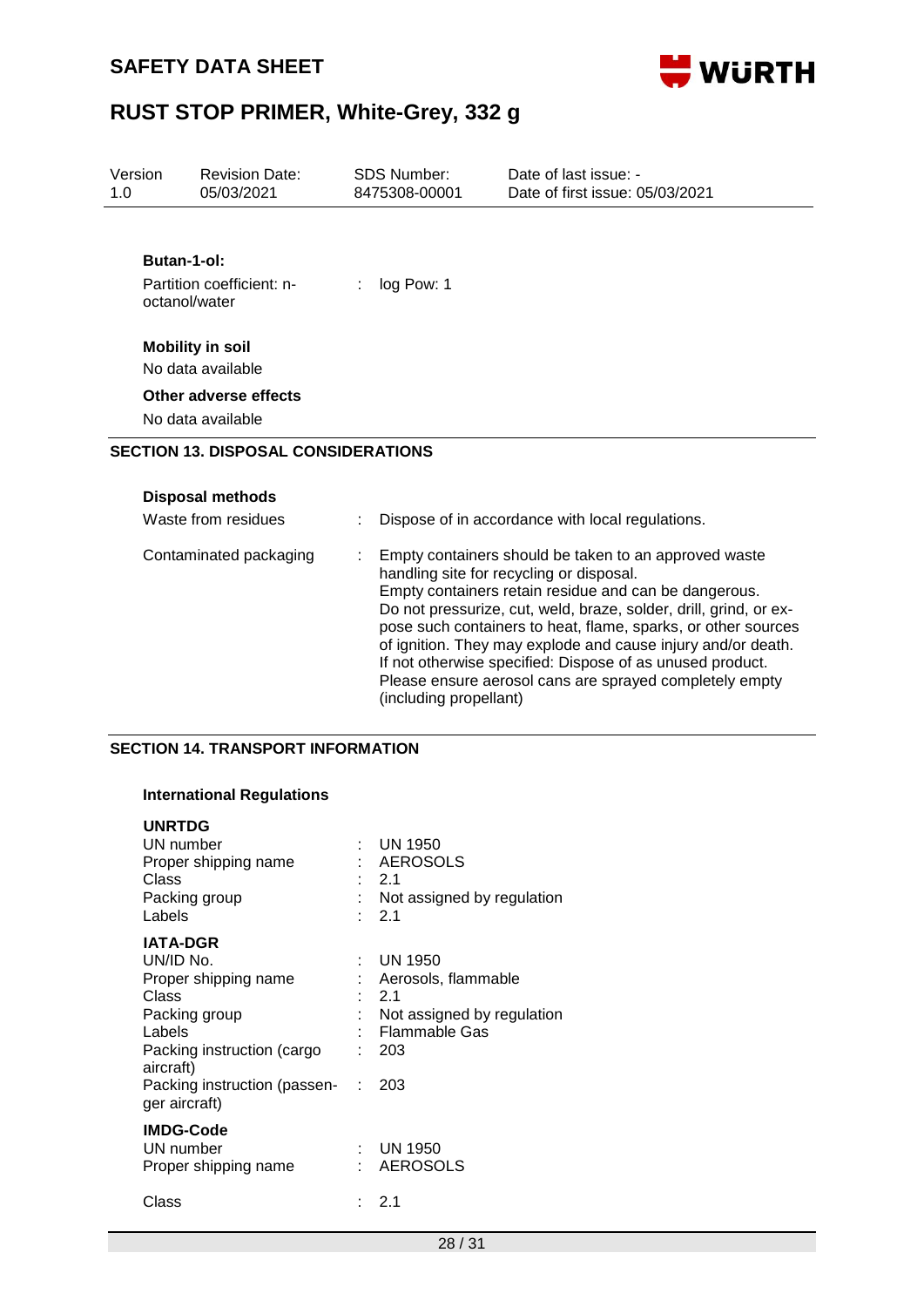**Butan-1-ol:**

Partition coefficient: n-octanol/water : log Pow: 1

**Mobility in soil**

No data available

**Other adverse effects**

No data available

## SECTION 13. DISPOSAL CONSIDERATIONS

**Disposal methods**

| | |
|---|---|
| Waste from residues | Dispose of in accordance with local regulations. |
| Contaminated packaging | Empty containers should be taken to an approved waste handling site for recycling or disposal. Empty containers retain residue and can be dangerous. Do not pressurize, cut, weld, braze, solder, drill, grind, or expose such containers to heat, flame, sparks, or other sources of ignition. They may explode and cause injury and/or death. If not otherwise specified: Dispose of as unused product. Please ensure aerosol cans are sprayed completely empty (including propellant) |

## SECTION 14. TRANSPORT INFORMATION

**International Regulations**

**UNRTDG**

| | |
|---|---|
| UN number | UN 1950 |
| Proper shipping name | AEROSOLS |
| Class | 2.1 |
| Packing group | Not assigned by regulation |
| Labels | 2.1 |

**IATA-DGR**

| | |
|---|---|
| UN/ID No. | UN 1950 |
| Proper shipping name | Aerosols, flammable |
| Class | 2.1 |
| Packing group | Not assigned by regulation |
| Labels | Flammable Gas |
| Packing instruction (cargo aircraft) | 203 |
| Packing instruction (passenger aircraft) | 203 |

**IMDG-Code**

| | |
|---|---|
| UN number | UN 1950 |
| Proper shipping name | AEROSOLS |
| Class | 2.1 |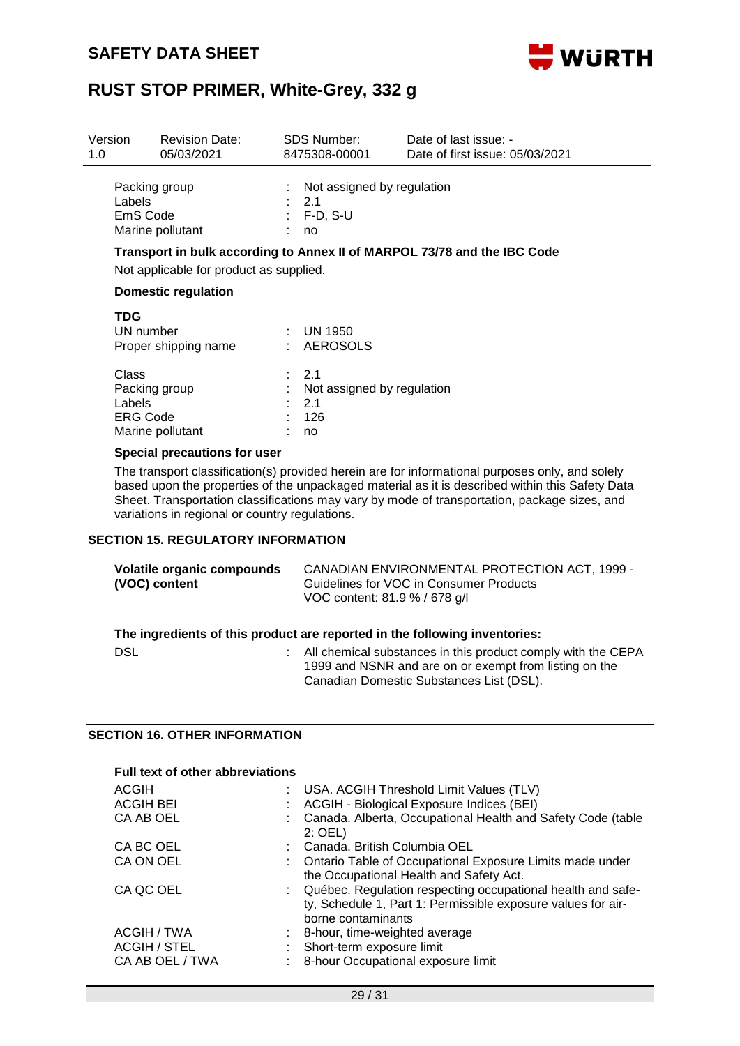| Version | Revision Date: | SDS Number: | Date of last issue: - |
|---|---|---|---|
| 1.0 | 05/03/2021 | 8475308-00001 | Date of first issue: 05/03/2021 |

Packing group : Not assigned by regulation
Labels : 2.1
EmS Code : F-D, S-U
Marine pollutant : no

**Transport in bulk according to Annex II of MARPOL 73/78 and the IBC Code**

Not applicable for product as supplied.

**Domestic regulation**

**TDG**

UN number : UN 1950
Proper shipping name : AEROSOLS

Class : 2.1
Packing group : Not assigned by regulation
Labels : 2.1
ERG Code : 126
Marine pollutant : no

**Special precautions for user**

The transport classification(s) provided herein are for informational purposes only, and solely based upon the properties of the unpackaged material as it is described within this Safety Data Sheet. Transportation classifications may vary by mode of transportation, package sizes, and variations in regional or country regulations.

## SECTION 15. REGULATORY INFORMATION

**Volatile organic compounds (VOC) content** CANADIAN ENVIRONMENTAL PROTECTION ACT, 1999 - Guidelines for VOC in Consumer Products
VOC content: 81.9 % / 678 g/l

**The ingredients of this product are reported in the following inventories:**

DSL : All chemical substances in this product comply with the CEPA 1999 and NSNR and are on or exempt from listing on the Canadian Domestic Substances List (DSL).

## SECTION 16. OTHER INFORMATION

**Full text of other abbreviations**

| | |
|---|---|
| ACGIH | : USA. ACGIH Threshold Limit Values (TLV) |
| ACGIH BEI | : ACGIH - Biological Exposure Indices (BEI) |
| CA AB OEL | : Canada. Alberta, Occupational Health and Safety Code (table 2: OEL) |
| CA BC OEL | : Canada. British Columbia OEL |
| CA ON OEL | : Ontario Table of Occupational Exposure Limits made under the Occupational Health and Safety Act. |
| CA QC OEL | : Québec. Regulation respecting occupational health and safety, Schedule 1, Part 1: Permissible exposure values for airborne contaminants |
| ACGIH / TWA | : 8-hour, time-weighted average |
| ACGIH / STEL | : Short-term exposure limit |
| CA AB OEL / TWA | : 8-hour Occupational exposure limit |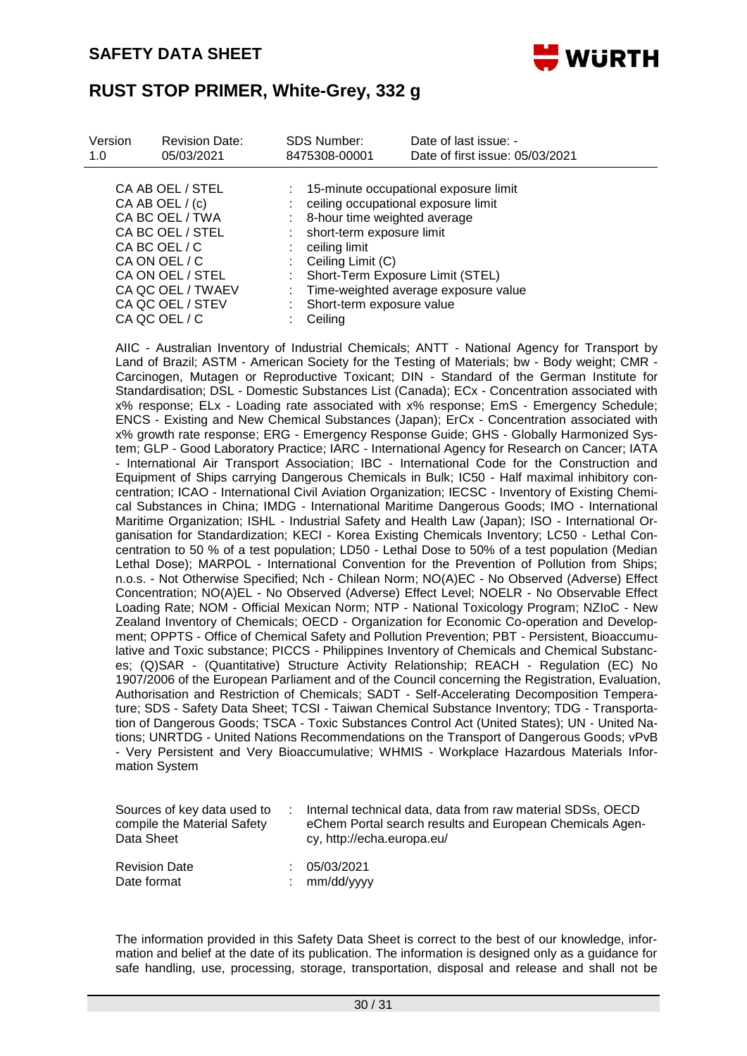| | | |
|---|---|---|
| CA AB OEL / STEL | : | 15-minute occupational exposure limit |
| CA AB OEL / (c) | : | ceiling occupational exposure limit |
| CA BC OEL / TWA | : | 8-hour time weighted average |
| CA BC OEL / STEL | : | short-term exposure limit |
| CA BC OEL / C | : | ceiling limit |
| CA ON OEL / C | : | Ceiling Limit (C) |
| CA ON OEL / STEL | : | Short-Term Exposure Limit (STEL) |
| CA QC OEL / TWAEV | : | Time-weighted average exposure value |
| CA QC OEL / STEV | : | Short-term exposure value |
| CA QC OEL / C | : | Ceiling |

AIIC - Australian Inventory of Industrial Chemicals; ANTT - National Agency for Transport by Land of Brazil; ASTM - American Society for the Testing of Materials; bw - Body weight; CMR - Carcinogen, Mutagen or Reproductive Toxicant; DIN - Standard of the German Institute for Standardisation; DSL - Domestic Substances List (Canada); ECx - Concentration associated with x% response; ELx - Loading rate associated with x% response; EmS - Emergency Schedule; ENCS - Existing and New Chemical Substances (Japan); ErCx - Concentration associated with x% growth rate response; ERG - Emergency Response Guide; GHS - Globally Harmonized System; GLP - Good Laboratory Practice; IARC - International Agency for Research on Cancer; IATA - International Air Transport Association; IBC - International Code for the Construction and Equipment of Ships carrying Dangerous Chemicals in Bulk; IC50 - Half maximal inhibitory concentration; ICAO - International Civil Aviation Organization; IECSC - Inventory of Existing Chemical Substances in China; IMDG - International Maritime Dangerous Goods; IMO - International Maritime Organization; ISHL - Industrial Safety and Health Law (Japan); ISO - International Organisation for Standardization; KECI - Korea Existing Chemicals Inventory; LC50 - Lethal Concentration to 50 % of a test population; LD50 - Lethal Dose to 50% of a test population (Median Lethal Dose); MARPOL - International Convention for the Prevention of Pollution from Ships; n.o.s. - Not Otherwise Specified; Nch - Chilean Norm; NO(A)EC - No Observed (Adverse) Effect Concentration; NO(A)EL - No Observed (Adverse) Effect Level; NOELR - No Observable Effect Loading Rate; NOM - Official Mexican Norm; NTP - National Toxicology Program; NZIoC - New Zealand Inventory of Chemicals; OECD - Organization for Economic Co-operation and Development; OPPTS - Office of Chemical Safety and Pollution Prevention; PBT - Persistent, Bioaccumulative and Toxic substance; PICCS - Philippines Inventory of Chemicals and Chemical Substances; (Q)SAR - (Quantitative) Structure Activity Relationship; REACH - Regulation (EC) No 1907/2006 of the European Parliament and of the Council concerning the Registration, Evaluation, Authorisation and Restriction of Chemicals; SADT - Self-Accelerating Decomposition Temperature; SDS - Safety Data Sheet; TCSI - Taiwan Chemical Substance Inventory; TDG - Transportation of Dangerous Goods; TSCA - Toxic Substances Control Act (United States); UN - United Nations; UNRTDG - United Nations Recommendations on the Transport of Dangerous Goods; vPvB - Very Persistent and Very Bioaccumulative; WHMIS - Workplace Hazardous Materials Information System

| | | |
|---|---|---|
| Sources of key data used to compile the Material Safety Data Sheet | : | Internal technical data, data from raw material SDSs, OECD eChem Portal search results and European Chemicals Agency, http://echa.europa.eu/ |
| Revision Date | : | 05/03/2021 |
| Date format | : | mm/dd/yyyy |

The information provided in this Safety Data Sheet is correct to the best of our knowledge, information and belief at the date of its publication. The information is designed only as a guidance for safe handling, use, processing, storage, transportation, disposal and release and shall not be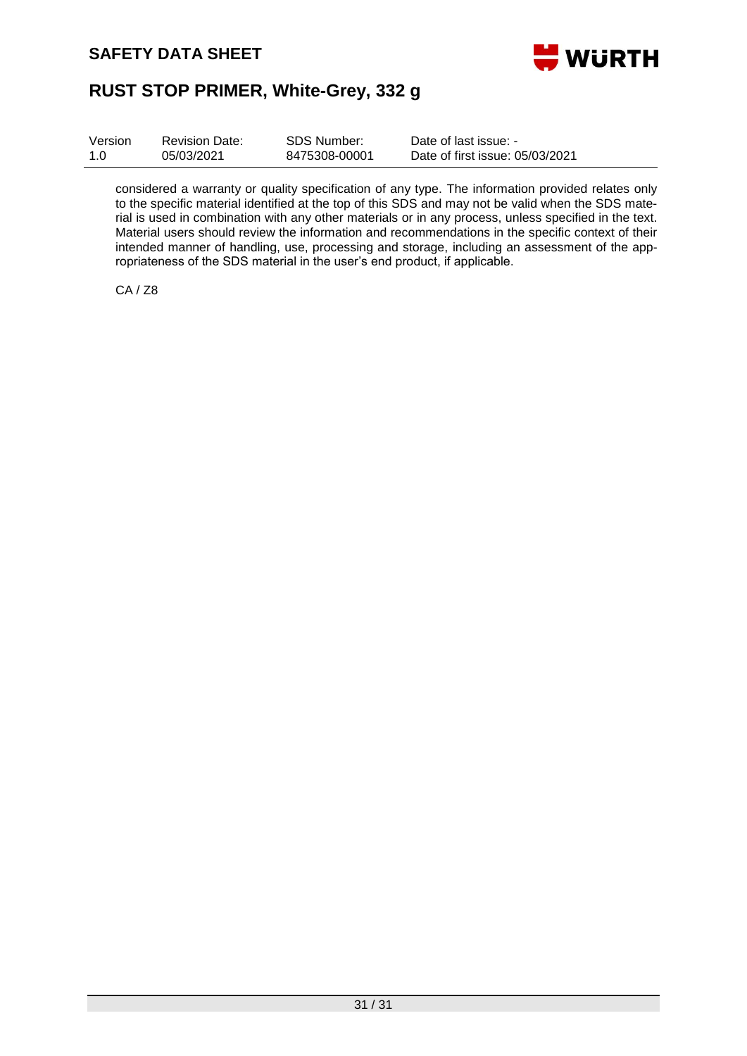considered a warranty or quality specification of any type. The information provided relates only to the specific material identified at the top of this SDS and may not be valid when the SDS material is used in combination with any other materials or in any process, unless specified in the text. Material users should review the information and recommendations in the specific context of their intended manner of handling, use, processing and storage, including an assessment of the appropriateness of the SDS material in the user's end product, if applicable.

CA / Z8